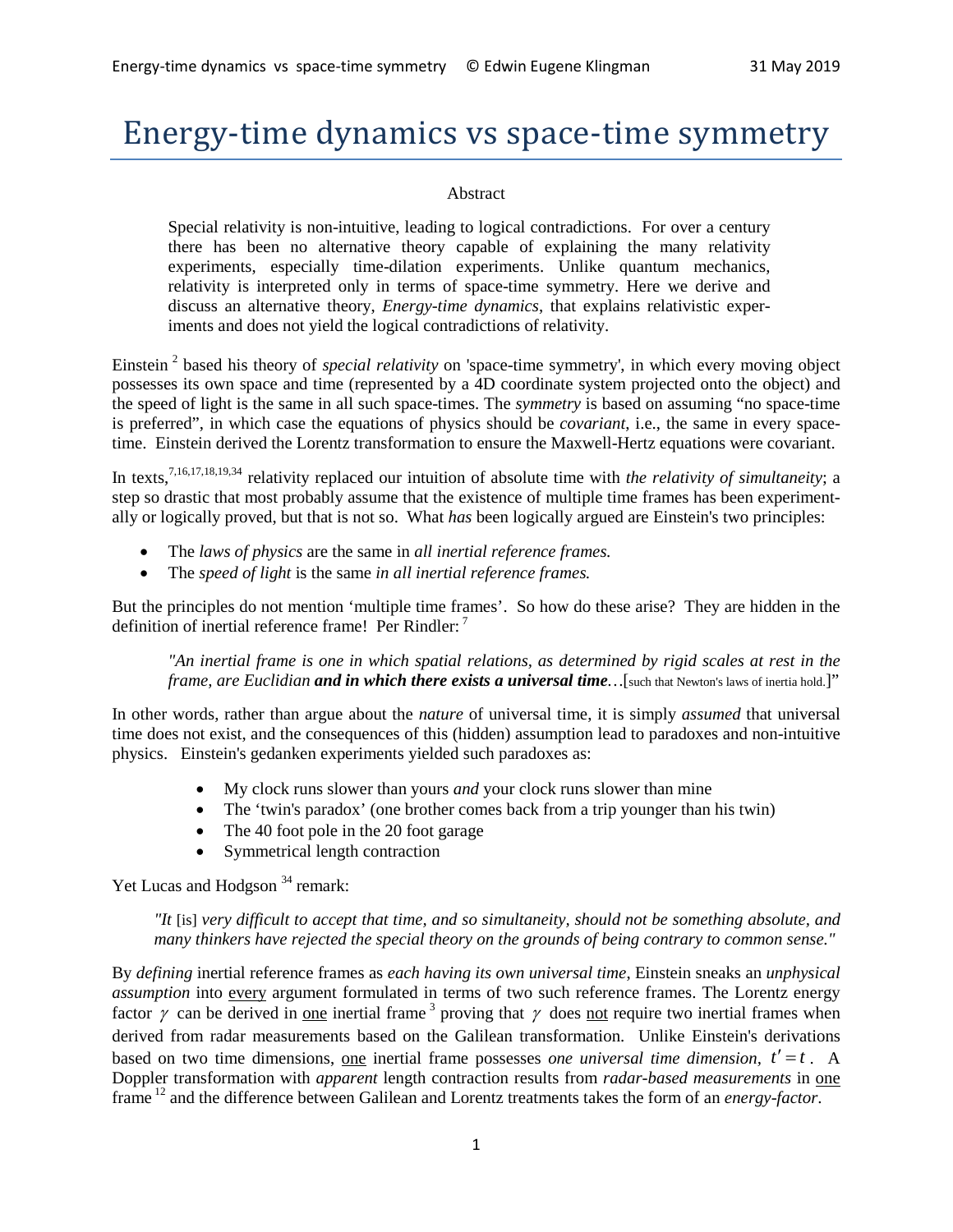# Energy-time dynamics vs space-time symmetry

Abstract

Special relativity is non-intuitive, leading to logical contradictions. For over a century there has been no alternative theory capable of explaining the many relativity experiments, especially time-dilation experiments. Unlike quantum mechanics, relativity is interpreted only in terms of space-time symmetry. Here we derive and discuss an alternative theory, *Energy-time dynamics*, that explains relativistic experiments and does not yield the logical contradictions of relativity.

Einstein [2] based his theory of *special relativity* on 'space-time symmetry', in which every moving object possesses its own space and time (represented by a 4D coordinate system projected onto the object) and the speed of light is the same in all such space-times. The *symmetry* is based on assuming "no space-time is preferred", in which case the equations of physics should be *covariant*, i.e., the same in every space-time. Einstein derived the Lorentz transformation to ensure the Maxwell-Hertz equations were covariant.

In texts,[7,16,17,18,19,34] relativity replaced our intuition of absolute time with *the relativity of simultaneity*; a step so drastic that most probably assume that the existence of multiple time frames has been experimentally or logically proved, but that is not so. What *has* been logically argued are Einstein's two principles:

- The *laws of physics* are the same in *all inertial reference frames.*
- The *speed of light* is the same *in all inertial reference frames.*

But the principles do not mention 'multiple time frames'. So how do these arise? They are hidden in the definition of inertial reference frame! Per Rindler: [7]

> *"An inertial frame is one in which spatial relations, as determined by rigid scales at rest in the frame, are Euclidian* ***and in which there exists a universal time****…*[such that Newton's laws of inertia hold.]"

In other words, rather than argue about the *nature* of universal time, it is simply *assumed* that universal time does not exist, and the consequences of this (hidden) assumption lead to paradoxes and non-intuitive physics. Einstein's gedanken experiments yielded such paradoxes as:

- My clock runs slower than yours *and* your clock runs slower than mine
- The 'twin's paradox' (one brother comes back from a trip younger than his twin)
- The 40 foot pole in the 20 foot garage
- Symmetrical length contraction

Yet Lucas and Hodgson [34] remark:

> *"It* [is] *very difficult to accept that time, and so simultaneity, should not be something absolute, and many thinkers have rejected the special theory on the grounds of being contrary to common sense."*

By *defining* inertial reference frames as *each having its own universal time*, Einstein sneaks an *unphysical assumption* into every argument formulated in terms of two such reference frames. The Lorentz energy factor $\gamma$ can be derived in one inertial frame [3] proving that $\gamma$ does not require two inertial frames when derived from radar measurements based on the Galilean transformation. Unlike Einstein's derivations based on two time dimensions, one inertial frame possesses *one universal time dimension*, $t' = t$. A Doppler transformation with *apparent* length contraction results from *radar-based measurements* in one frame [12] and the difference between Galilean and Lorentz treatments takes the form of an *energy-factor*.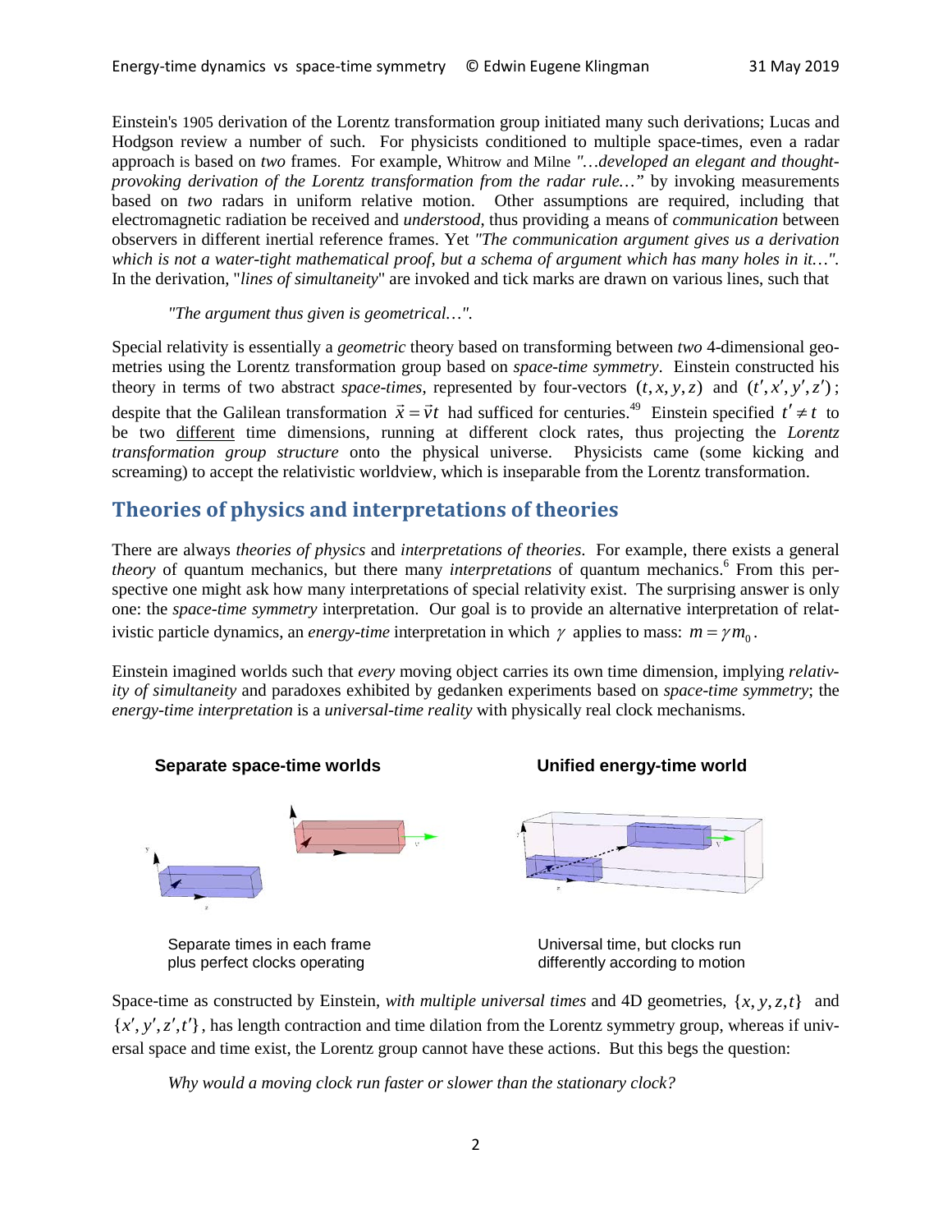Einstein's 1905 derivation of the Lorentz transformation group initiated many such derivations; Lucas and Hodgson review a number of such. For physicists conditioned to multiple space-times, even a radar approach is based on *two* frames. For example, Whitrow and Milne *"…developed an elegant and thought-provoking derivation of the Lorentz transformation from the radar rule…"* by invoking measurements based on *two* radars in uniform relative motion. Other assumptions are required, including that electromagnetic radiation be received and *understood*, thus providing a means of *communication* between observers in different inertial reference frames. Yet *"The communication argument gives us a derivation which is not a water-tight mathematical proof, but a schema of argument which has many holes in it…"*. In the derivation, "*lines of simultaneity*" are invoked and tick marks are drawn on various lines, such that

> *"The argument thus given is geometrical…".*

Special relativity is essentially a *geometric* theory based on transforming between *two* 4-dimensional geometries using the Lorentz transformation group based on *space-time symmetry*. Einstein constructed his theory in terms of two abstract *space-times*, represented by four-vectors $(t, x, y, z)$ and $(t', x', y', z')$; despite that the Galilean transformation $\vec{x} = \vec{v}t$ had sufficed for centuries.[49] Einstein specified $t' \neq t$ to be two different time dimensions, running at different clock rates, thus projecting the *Lorentz transformation group structure* onto the physical universe. Physicists came (some kicking and screaming) to accept the relativistic worldview, which is inseparable from the Lorentz transformation.

## Theories of physics and interpretations of theories

There are always *theories of physics* and *interpretations of theories*. For example, there exists a general *theory* of quantum mechanics, but there many *interpretations* of quantum mechanics.[6] From this perspective one might ask how many interpretations of special relativity exist. The surprising answer is only one: the *space-time symmetry* interpretation. Our goal is to provide an alternative interpretation of relativistic particle dynamics, an *energy-time* interpretation in which $\gamma$ applies to mass: $m = \gamma m_0$.

Einstein imagined worlds such that *every* moving object carries its own time dimension, implying *relativity of simultaneity* and paradoxes exhibited by gedanken experiments based on *space-time symmetry*; the *energy-time interpretation* is a *universal-time reality* with physically real clock mechanisms.

**Separate space-time worlds** — Separate times in each frame plus perfect clocks operating

**Unified energy-time world** — Universal time, but clocks run differently according to motion

Space-time as constructed by Einstein, *with multiple universal times* and 4D geometries, $\{x, y, z, t\}$ and $\{x', y', z', t'\}$, has length contraction and time dilation from the Lorentz symmetry group, whereas if universal space and time exist, the Lorentz group cannot have these actions. But this begs the question:

> *Why would a moving clock run faster or slower than the stationary clock?*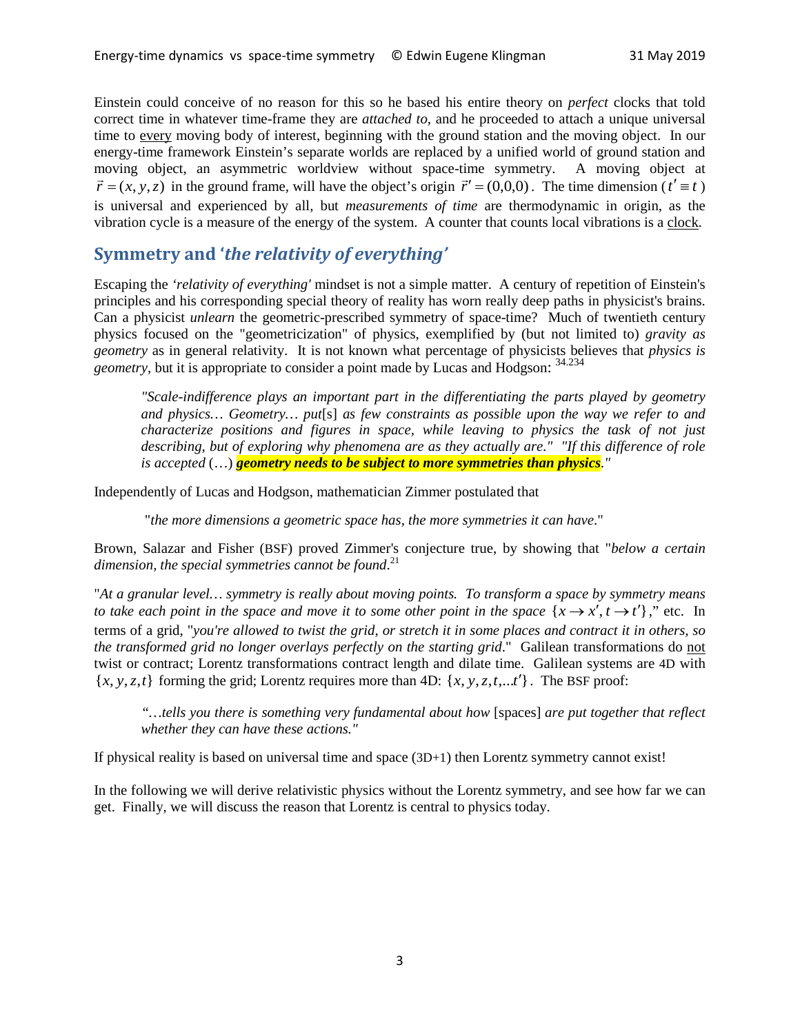Einstein could conceive of no reason for this so he based his entire theory on *perfect* clocks that told correct time in whatever time-frame they are *attached to*, and he proceeded to attach a unique universal time to every moving body of interest, beginning with the ground station and the moving object. In our energy-time framework Einstein's separate worlds are replaced by a unified world of ground station and moving object, an asymmetric worldview without space-time symmetry. A moving object at $\vec{r} = (x, y, z)$ in the ground frame, will have the object's origin $\vec{r}' = (0,0,0)$. The time dimension ($t' \equiv t$) is universal and experienced by all, but *measurements of time* are thermodynamic in origin, as the vibration cycle is a measure of the energy of the system. A counter that counts local vibrations is a clock.

## Symmetry and '*the relativity of everything*'

Escaping the *'relativity of everything'* mindset is not a simple matter. A century of repetition of Einstein's principles and his corresponding special theory of reality has worn really deep paths in physicist's brains. Can a physicist *unlearn* the geometric-prescribed symmetry of space-time? Much of twentieth century physics focused on the "geometricization" of physics, exemplified by (but not limited to) *gravity as geometry* as in general relativity. It is not known what percentage of physicists believes that *physics is geometry*, but it is appropriate to consider a point made by Lucas and Hodgson: [34.234]

> *"Scale-indifference plays an important part in the differentiating the parts played by geometry and physics… Geometry… put*[s] *as few constraints as possible upon the way we refer to and characterize positions and figures in space, while leaving to physics the task of not just describing, but of exploring why phenomena are as they actually are." "If this difference of role is accepted* (…) ***geometry needs to be subject to more symmetries than physics****."*

Independently of Lucas and Hodgson, mathematician Zimmer postulated that

> "*the more dimensions a geometric space has, the more symmetries it can have*."

Brown, Salazar and Fisher (BSF) proved Zimmer's conjecture true, by showing that "*below a certain dimension, the special symmetries cannot be found*.[21]

"*At a granular level… symmetry is really about moving points. To transform a space by symmetry means to take each point in the space and move it to some other point in the space* $\{x \rightarrow x', t \rightarrow t'\}$," etc. In terms of a grid, "*you're allowed to twist the grid, or stretch it in some places and contract it in others, so the transformed grid no longer overlays perfectly on the starting grid*." Galilean transformations do not twist or contract; Lorentz transformations contract length and dilate time. Galilean systems are 4D with $\{x, y, z, t\}$ forming the grid; Lorentz requires more than 4D: $\{x, y, z, t, ...t'\}$. The BSF proof:

> *"…tells you there is something very fundamental about how* [spaces] *are put together that reflect whether they can have these actions."*

If physical reality is based on universal time and space (3D+1) then Lorentz symmetry cannot exist!

In the following we will derive relativistic physics without the Lorentz symmetry, and see how far we can get. Finally, we will discuss the reason that Lorentz is central to physics today.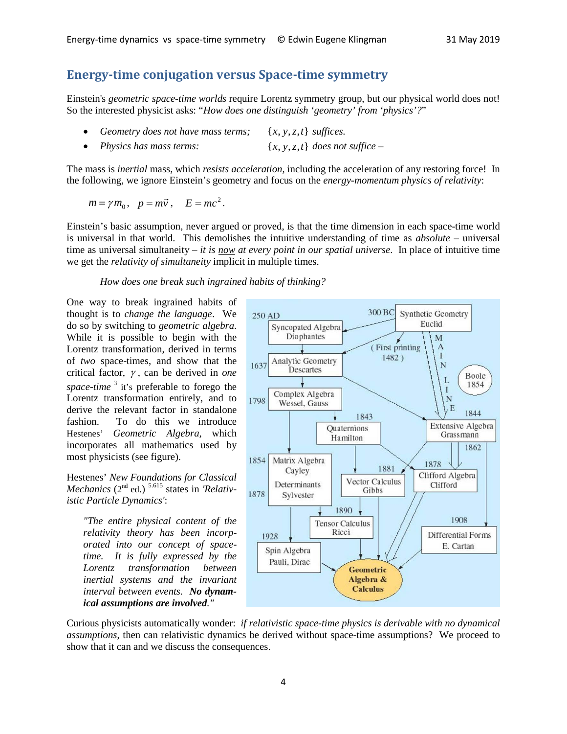## Energy-time conjugation versus Space-time symmetry

Einstein's *geometric space-time worlds* require Lorentz symmetry group, but our physical world does not! So the interested physicist asks: "*How does one distinguish 'geometry' from 'physics'?*"

- *Geometry does not have mass terms;* $\{x, y, z, t\}$ *suffices.*
- *Physics has mass terms:* $\{x, y, z, t\}$ *does not suffice –*

The mass is *inertial* mass, which *resists acceleration*, including the acceleration of any restoring force! In the following, we ignore Einstein's geometry and focus on the *energy-momentum physics of relativity*:

$$m = \gamma m_0, \quad p = m\vec{v}, \quad E = mc^2.$$

Einstein's basic assumption, never argued or proved, is that the time dimension in each space-time world is universal in that world. This demolishes the intuitive understanding of time as *absolute* – universal time as universal simultaneity – *it is now at every point in our spatial universe*. In place of intuitive time we get the *relativity of simultaneity* implicit in multiple times.

*How does one break such ingrained habits of thinking?*

One way to break ingrained habits of thought is to *change the language*. We do so by switching to *geometric algebra*. While it is possible to begin with the Lorentz transformation, derived in terms of *two* space-times, and show that the critical factor, $\gamma$, can be derived in *one space-time* [3] it's preferable to forego the Lorentz transformation entirely, and to derive the relevant factor in standalone fashion. To do this we introduce Hestenes' *Geometric Algebra*, which incorporates all mathematics used by most physicists (see figure).

250 AD Syncopated Algebra, Diophantes; 300 BC Synthetic Geometry, Euclid; (First printing 1482); MAINLINE; 1637 Analytic Geometry, Descartes; Boole 1854; 1798 Complex Algebra, Wessel, Gauss; 1843 Quaternions, Hamilton; 1844 Extensive Algebra, Grassmann; 1862; 1854 Matrix Algebra, Cayley; 1878 Determinants, Sylvester; 1881 Vector Calculus, Gibbs; 1878 Clifford Algebra, Clifford; 1890 Tensor Calculus, Ricci; 1908 Differential Forms, E. Cartan; 1928 Spin Algebra, Pauli, Dirac; Geometric Algebra & Calculus

Hestenes' *New Foundations for Classical Mechanics* (2nd ed.) [5.615] states in *'Relativistic Particle Dynamics'*:

> *"The entire physical content of the relativity theory has been incorporated into our concept of space-time. It is fully expressed by the Lorentz transformation between inertial systems and the invariant interval between events.* ***No dynamical assumptions are involved.****"*

Curious physicists automatically wonder: *if relativistic space-time physics is derivable with no dynamical assumptions*, then can relativistic dynamics be derived without space-time assumptions? We proceed to show that it can and we discuss the consequences.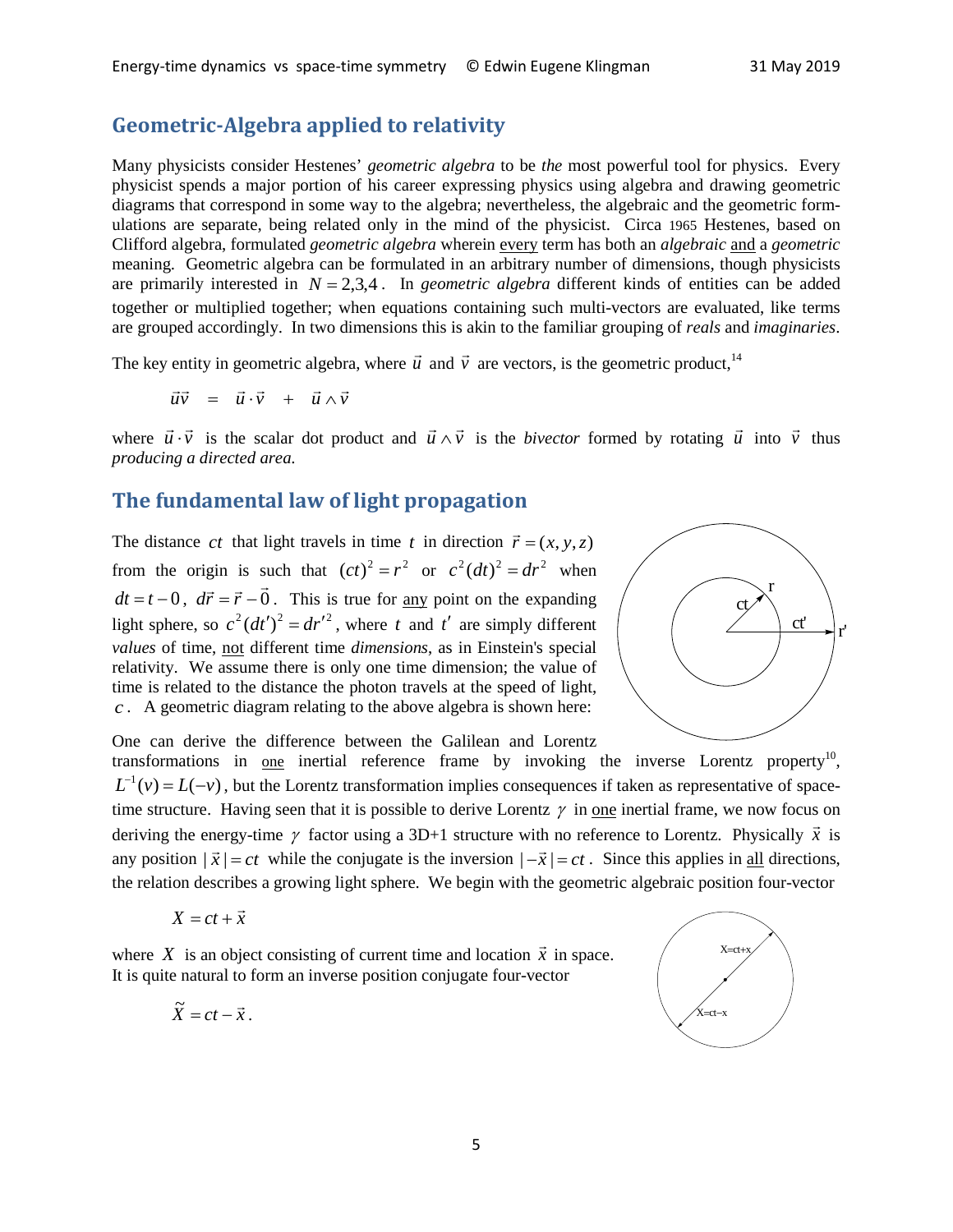## Geometric-Algebra applied to relativity

Many physicists consider Hestenes' *geometric algebra* to be *the* most powerful tool for physics. Every physicist spends a major portion of his career expressing physics using algebra and drawing geometric diagrams that correspond in some way to the algebra; nevertheless, the algebraic and the geometric formulations are separate, being related only in the mind of the physicist. Circa 1965 Hestenes, based on Clifford algebra, formulated *geometric algebra* wherein every term has both an *algebraic* and a *geometric* meaning. Geometric algebra can be formulated in an arbitrary number of dimensions, though physicists are primarily interested in $N = 2,3,4$. In *geometric algebra* different kinds of entities can be added together or multiplied together; when equations containing such multi-vectors are evaluated, like terms are grouped accordingly. In two dimensions this is akin to the familiar grouping of *reals* and *imaginaries*.

The key entity in geometric algebra, where $\vec{u}$ and $\vec{v}$ are vectors, is the geometric product,[14]

$$\vec{u}\vec{v} \;=\; \vec{u}\cdot\vec{v} \;+\; \vec{u}\wedge\vec{v}$$

where $\vec{u}\cdot\vec{v}$ is the scalar dot product and $\vec{u}\wedge\vec{v}$ is the *bivector* formed by rotating $\vec{u}$ into $\vec{v}$ thus *producing a directed area.*

## The fundamental law of light propagation

The distance $ct$ that light travels in time $t$ in direction $\vec{r} = (x, y, z)$ from the origin is such that $(ct)^2 = r^2$ or $c^2(dt)^2 = dr^2$ when $dt = t - 0$, $d\vec{r} = \vec{r} - \vec{0}$. This is true for any point on the expanding light sphere, so $c^2(dt')^2 = dr'^2$, where $t$ and $t'$ are simply different *values* of time, not different time *dimensions*, as in Einstein's special relativity. We assume there is only one time dimension; the value of time is related to the distance the photon travels at the speed of light, $c$. A geometric diagram relating to the above algebra is shown here:

One can derive the difference between the Galilean and Lorentz transformations in one inertial reference frame by invoking the inverse Lorentz property[10], $L^{-1}(v) = L(-v)$, but the Lorentz transformation implies consequences if taken as representative of space-time structure. Having seen that it is possible to derive Lorentz $\gamma$ in one inertial frame, we now focus on deriving the energy-time $\gamma$ factor using a 3D+1 structure with no reference to Lorentz. Physically $\vec{x}$ is any position $|\vec{x}| = ct$ while the conjugate is the inversion $|-\vec{x}| = ct$. Since this applies in all directions, the relation describes a growing light sphere. We begin with the geometric algebraic position four-vector

$$X = ct + \vec{x}$$

where $X$ is an object consisting of current time and location $\vec{x}$ in space. It is quite natural to form an inverse position conjugate four-vector

$$\tilde{X} = ct - \vec{x}.$$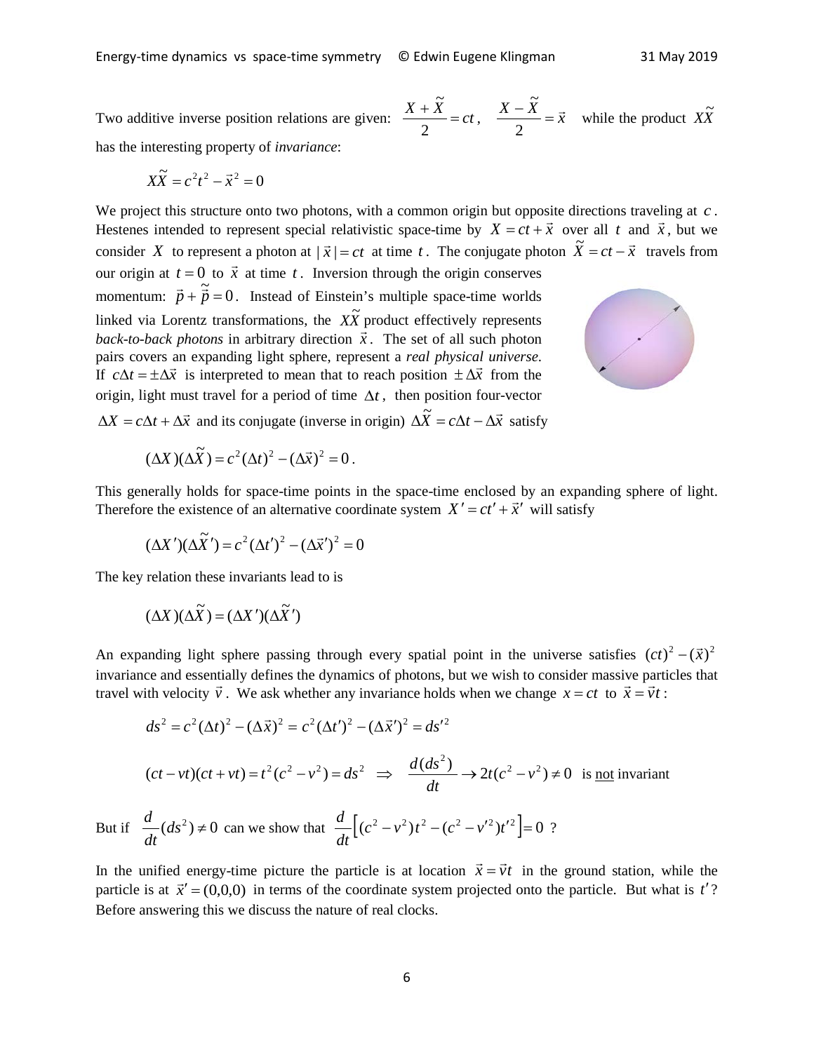Two additive inverse position relations are given: $\dfrac{X+\tilde{X}}{2}=ct$, $\dfrac{X-\tilde{X}}{2}=\vec{x}$ while the product $X\tilde{X}$ has the interesting property of *invariance*:

$$X\tilde{X}=c^2t^2-\vec{x}^2=0$$

We project this structure onto two photons, with a common origin but opposite directions traveling at $c$. Hestenes intended to represent special relativistic space-time by $X=ct+\vec{x}$ over all $t$ and $\vec{x}$, but we consider $X$ to represent a photon at $|\vec{x}|=ct$ at time $t$. The conjugate photon $\tilde{X}=ct-\vec{x}$ travels from our origin at $t=0$ to $\vec{x}$ at time $t$. Inversion through the origin conserves momentum: $\vec{p}+\tilde{\vec{p}}=0$. Instead of Einstein's multiple space-time worlds linked via Lorentz transformations, the $X\tilde{X}$ product effectively represents *back-to-back photons* in arbitrary direction $\vec{x}$. The set of all such photon pairs covers an expanding light sphere, represent a *real physical universe*. If $c\Delta t=\pm\Delta\vec{x}$ is interpreted to mean that to reach position $\pm\Delta\vec{x}$ from the origin, light must travel for a period of time $\Delta t$, then position four-vector $\Delta X=c\Delta t+\Delta\vec{x}$ and its conjugate (inverse in origin) $\Delta\tilde{X}=c\Delta t-\Delta\vec{x}$ satisfy

$$(\Delta X)(\Delta\tilde{X})=c^2(\Delta t)^2-(\Delta\vec{x})^2=0\,.$$

This generally holds for space-time points in the space-time enclosed by an expanding sphere of light. Therefore the existence of an alternative coordinate system $X'=ct'+\vec{x}'$ will satisfy

$$(\Delta X')(\Delta\tilde{X}')=c^2(\Delta t')^2-(\Delta\vec{x}')^2=0$$

The key relation these invariants lead to is

$$(\Delta X)(\Delta\tilde{X})=(\Delta X')(\Delta\tilde{X}')$$

An expanding light sphere passing through every spatial point in the universe satisfies $(ct)^2-(\vec{x})^2$ invariance and essentially defines the dynamics of photons, but we wish to consider massive particles that travel with velocity $\vec{v}$. We ask whether any invariance holds when we change $x=ct$ to $\vec{x}=\vec{v}t$:

$$ds^2=c^2(\Delta t)^2-(\Delta\vec{x})^2=c^2(\Delta t')^2-(\Delta\vec{x}')^2=ds'^2$$

$$(ct-vt)(ct+vt)=t^2(c^2-v^2)=ds^2 \;\;\Rightarrow\;\; \frac{d(ds^2)}{dt}\to 2t(c^2-v^2)\neq 0 \;\text{ is \underline{not} invariant}$$

But if $\dfrac{d}{dt}(ds^2)\neq 0$ can we show that $\dfrac{d}{dt}\left[(c^2-v^2)t^2-(c^2-v'^2)t'^2\right]=0$ ?

In the unified energy-time picture the particle is at location $\vec{x}=\vec{v}t$ in the ground station, while the particle is at $\vec{x}'=(0,0,0)$ in terms of the coordinate system projected onto the particle. But what is $t'$? Before answering this we discuss the nature of real clocks.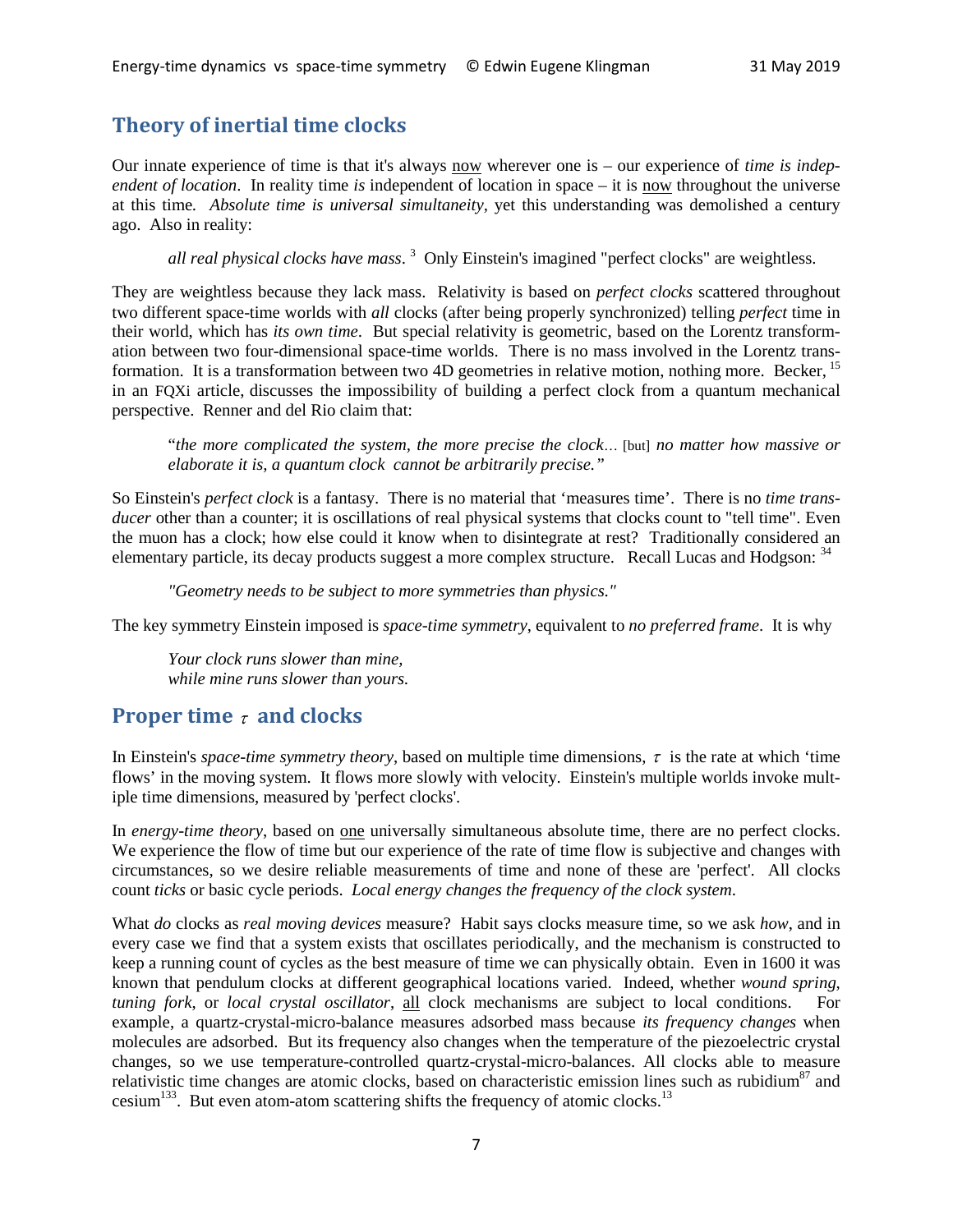## Theory of inertial time clocks

Our innate experience of time is that it's always now wherever one is – our experience of *time is independent of location*. In reality time *is* independent of location in space – it is now throughout the universe at this time. *Absolute time is universal simultaneity*, yet this understanding was demolished a century ago. Also in reality:

> *all real physical clocks have mass*. [3] Only Einstein's imagined "perfect clocks" are weightless.

They are weightless because they lack mass. Relativity is based on *perfect clocks* scattered throughout two different space-time worlds with *all* clocks (after being properly synchronized) telling *perfect* time in their world, which has *its own time*. But special relativity is geometric, based on the Lorentz transformation between two four-dimensional space-time worlds. There is no mass involved in the Lorentz transformation. It is a transformation between two 4D geometries in relative motion, nothing more. Becker, [15] in an FQXi article, discusses the impossibility of building a perfect clock from a quantum mechanical perspective. Renner and del Rio claim that:

> "*the more complicated the system, the more precise the clock…* [but] *no matter how massive or elaborate it is, a quantum clock cannot be arbitrarily precise.*"

So Einstein's *perfect clock* is a fantasy. There is no material that 'measures time'. There is no *time transducer* other than a counter; it is oscillations of real physical systems that clocks count to "tell time". Even the muon has a clock; how else could it know when to disintegrate at rest? Traditionally considered an elementary particle, its decay products suggest a more complex structure. Recall Lucas and Hodgson: [34]

> *"Geometry needs to be subject to more symmetries than physics."*

The key symmetry Einstein imposed is *space-time symmetry*, equivalent to *no preferred frame*. It is why

> *Your clock runs slower than mine,*
> *while mine runs slower than yours.*

## Proper time $\tau$ and clocks

In Einstein's *space-time symmetry theory*, based on multiple time dimensions, $\tau$ is the rate at which 'time flows' in the moving system. It flows more slowly with velocity. Einstein's multiple worlds invoke multiple time dimensions, measured by 'perfect clocks'.

In *energy-time theory*, based on one universally simultaneous absolute time, there are no perfect clocks. We experience the flow of time but our experience of the rate of time flow is subjective and changes with circumstances, so we desire reliable measurements of time and none of these are 'perfect'. All clocks count *ticks* or basic cycle periods. *Local energy changes the frequency of the clock system*.

What *do* clocks as *real moving devices* measure? Habit says clocks measure time, so we ask *how*, and in every case we find that a system exists that oscillates periodically, and the mechanism is constructed to keep a running count of cycles as the best measure of time we can physically obtain. Even in 1600 it was known that pendulum clocks at different geographical locations varied. Indeed, whether *wound spring*, *tuning fork*, or *local crystal oscillator*, all clock mechanisms are subject to local conditions. For example, a quartz-crystal-micro-balance measures adsorbed mass because *its frequency changes* when molecules are adsorbed. But its frequency also changes when the temperature of the piezoelectric crystal changes, so we use temperature-controlled quartz-crystal-micro-balances. All clocks able to measure relativistic time changes are atomic clocks, based on characteristic emission lines such as rubidium[87] and cesium[133]. But even atom-atom scattering shifts the frequency of atomic clocks.[13]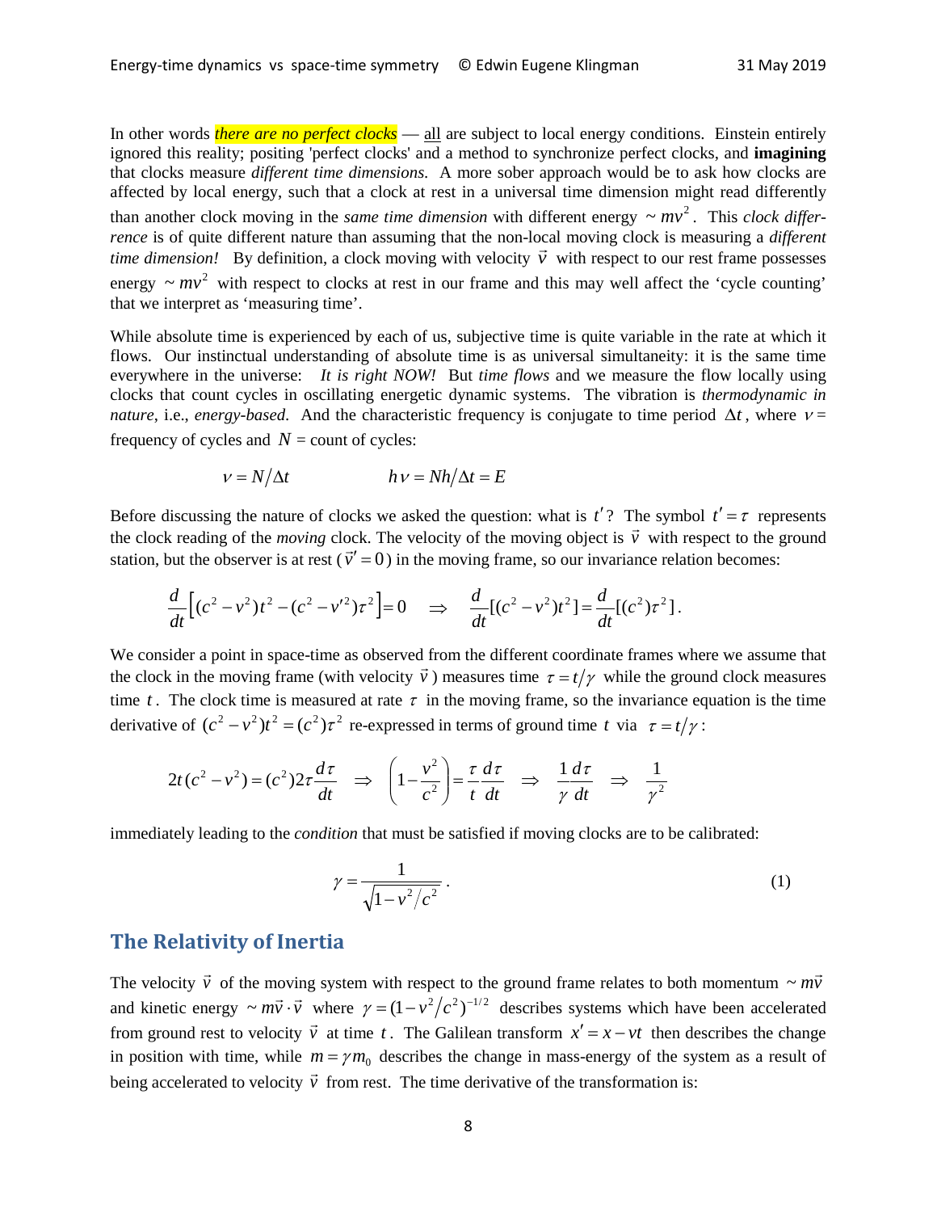In other words *there are no perfect clocks* — all are subject to local energy conditions. Einstein entirely ignored this reality; positing 'perfect clocks' and a method to synchronize perfect clocks, and **imagining** that clocks measure *different time dimensions.* A more sober approach would be to ask how clocks are affected by local energy, such that a clock at rest in a universal time dimension might read differently than another clock moving in the *same time dimension* with different energy $\sim mv^2$. This *clock difference* is of quite different nature than assuming that the non-local moving clock is measuring a *different time dimension!* By definition, a clock moving with velocity $\vec{v}$ with respect to our rest frame possesses energy $\sim mv^2$ with respect to clocks at rest in our frame and this may well affect the 'cycle counting' that we interpret as 'measuring time'.

While absolute time is experienced by each of us, subjective time is quite variable in the rate at which it flows. Our instinctual understanding of absolute time is as universal simultaneity: it is the same time everywhere in the universe: *It is right NOW!* But *time flows* and we measure the flow locally using clocks that count cycles in oscillating energetic dynamic systems. The vibration is *thermodynamic in nature*, i.e., *energy-based.* And the characteristic frequency is conjugate to time period $\Delta t$, where $\nu =$ frequency of cycles and $N$ = count of cycles:

$$\nu = N/\Delta t \qquad\qquad h\nu = Nh/\Delta t = E$$

Before discussing the nature of clocks we asked the question: what is $t'$? The symbol $t' = \tau$ represents the clock reading of the *moving* clock. The velocity of the moving object is $\vec{v}$ with respect to the ground station, but the observer is at rest ($\vec{v}' = 0$) in the moving frame, so our invariance relation becomes:

$$\frac{d}{dt}\left[(c^2 - v^2)t^2 - (c^2 - v'^2)\tau^2\right] = 0 \quad \Rightarrow \quad \frac{d}{dt}[(c^2 - v^2)t^2] = \frac{d}{dt}[(c^2)\tau^2].$$

We consider a point in space-time as observed from the different coordinate frames where we assume that the clock in the moving frame (with velocity $\vec{v}$) measures time $\tau = t/\gamma$ while the ground clock measures time $t$. The clock time is measured at rate $\tau$ in the moving frame, so the invariance equation is the time derivative of $(c^2 - v^2)t^2 = (c^2)\tau^2$ re-expressed in terms of ground time $t$ via $\tau = t/\gamma$:

$$2t(c^2 - v^2) = (c^2)2\tau\frac{d\tau}{dt} \quad \Rightarrow \quad \left(1 - \frac{v^2}{c^2}\right) = \frac{\tau}{t}\frac{d\tau}{dt} \quad \Rightarrow \quad \frac{1}{\gamma}\frac{d\tau}{dt} \quad \Rightarrow \quad \frac{1}{\gamma^2}$$

immediately leading to the *condition* that must be satisfied if moving clocks are to be calibrated:

$$\gamma = \frac{1}{\sqrt{1 - v^2/c^2}}. \tag{1}$$

## The Relativity of Inertia

The velocity $\vec{v}$ of the moving system with respect to the ground frame relates to both momentum $\sim m\vec{v}$ and kinetic energy $\sim m\vec{v}\cdot\vec{v}$ where $\gamma = (1 - v^2/c^2)^{-1/2}$ describes systems which have been accelerated from ground rest to velocity $\vec{v}$ at time $t$. The Galilean transform $x' = x - vt$ then describes the change in position with time, while $m = \gamma m_0$ describes the change in mass-energy of the system as a result of being accelerated to velocity $\vec{v}$ from rest. The time derivative of the transformation is: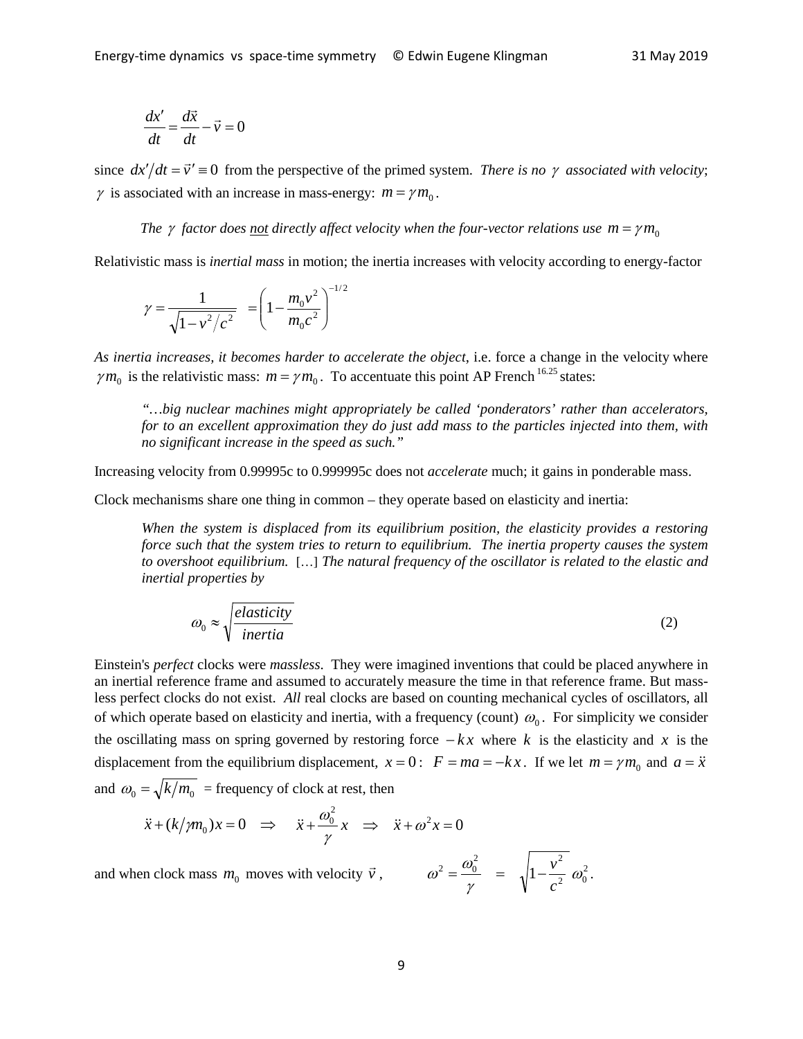$$\frac{dx'}{dt} = \frac{d\vec{x}}{dt} - \vec{v} = 0$$

since $dx'/dt = \vec{v}' \equiv 0$ from the perspective of the primed system. *There is no $\gamma$ associated with velocity*; $\gamma$ is associated with an increase in mass-energy: $m = \gamma m_0$.

> *The $\gamma$ factor does not directly affect velocity when the four-vector relations use $m = \gamma m_0$*

Relativistic mass is *inertial mass* in motion; the inertia increases with velocity according to energy-factor

$$\gamma = \frac{1}{\sqrt{1 - v^2/c^2}} \quad = \left(1 - \frac{m_0 v^2}{m_0 c^2}\right)^{-1/2}$$

*As inertia increases, it becomes harder to accelerate the object*, i.e. force a change in the velocity where $\gamma m_0$ is the relativistic mass: $m = \gamma m_0$. To accentuate this point AP French[16.25] states:

> *"…big nuclear machines might appropriately be called 'ponderators' rather than accelerators, for to an excellent approximation they do just add mass to the particles injected into them, with no significant increase in the speed as such."*

Increasing velocity from 0.99995c to 0.999995c does not *accelerate* much; it gains in ponderable mass.

Clock mechanisms share one thing in common – they operate based on elasticity and inertia:

> *When the system is displaced from its equilibrium position, the elasticity provides a restoring force such that the system tries to return to equilibrium. The inertia property causes the system to overshoot equilibrium.* […] *The natural frequency of the oscillator is related to the elastic and inertial properties by*
>
> $$\omega_0 \approx \sqrt{\frac{elasticity}{inertia}} \tag{2}$$

Einstein's *perfect* clocks were *massless*. They were imagined inventions that could be placed anywhere in an inertial reference frame and assumed to accurately measure the time in that reference frame. But massless perfect clocks do not exist. *All* real clocks are based on counting mechanical cycles of oscillators, all of which operate based on elasticity and inertia, with a frequency (count) $\omega_0$. For simplicity we consider the oscillating mass on spring governed by restoring force $-kx$ where $k$ is the elasticity and $x$ is the displacement from the equilibrium displacement, $x = 0$: $F = ma = -kx$. If we let $m = \gamma m_0$ and $a = \ddot{x}$ and $\omega_0 = \sqrt{k/m_0}$ = frequency of clock at rest, then

$$\ddot{x} + (k/\gamma m_0)x = 0 \quad \Rightarrow \quad \ddot{x} + \frac{\omega_0^2}{\gamma} x \quad \Rightarrow \quad \ddot{x} + \omega^2 x = 0$$

and when clock mass $m_0$ moves with velocity $\vec{v}$, $\qquad \omega^2 = \frac{\omega_0^2}{\gamma} \quad = \quad \sqrt{1 - \frac{v^2}{c^2}}\ \omega_0^2$.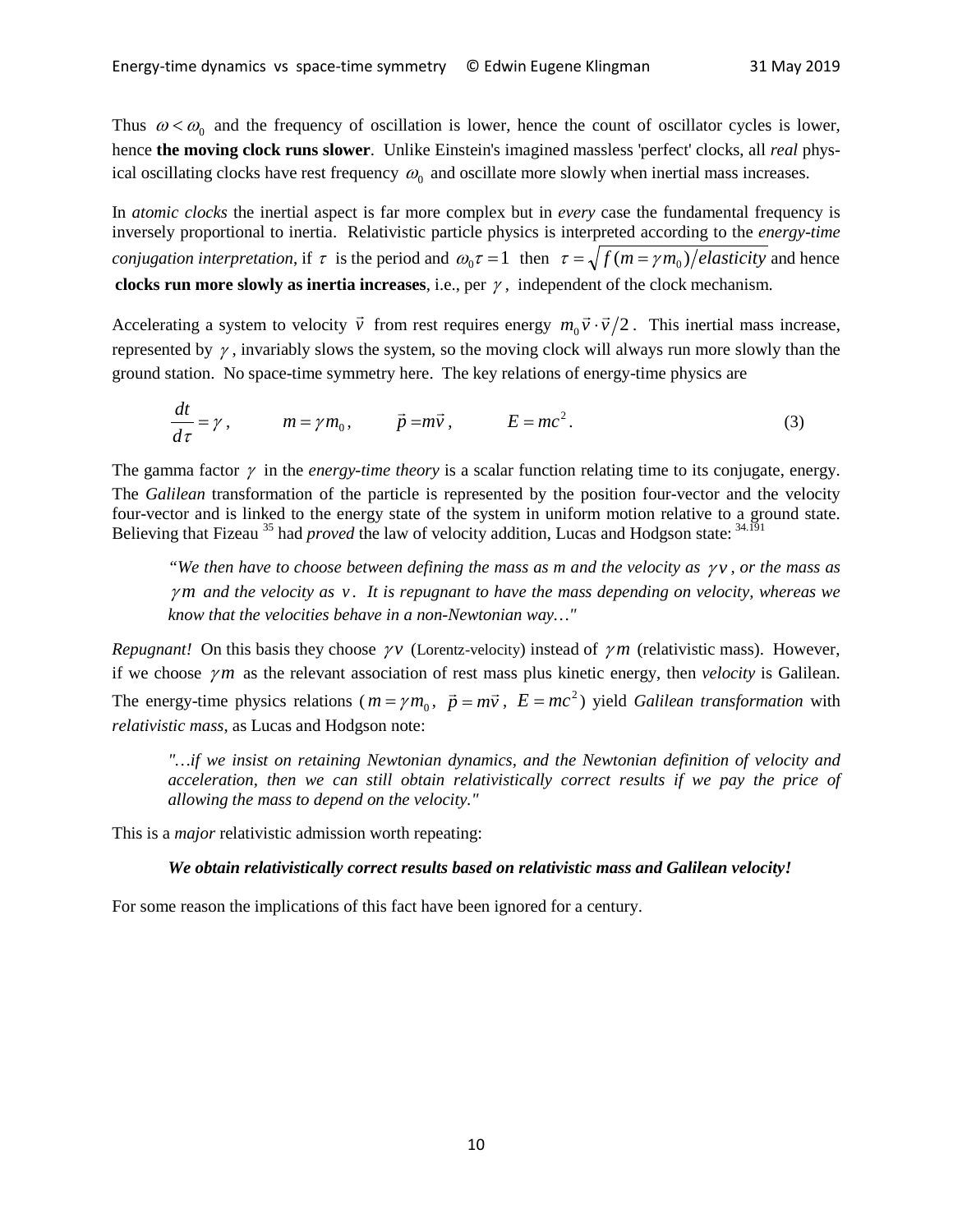Thus $\omega < \omega_0$ and the frequency of oscillation is lower, hence the count of oscillator cycles is lower, hence **the moving clock runs slower**. Unlike Einstein's imagined massless 'perfect' clocks, all *real* physical oscillating clocks have rest frequency $\omega_0$ and oscillate more slowly when inertial mass increases.

In *atomic clocks* the inertial aspect is far more complex but in *every* case the fundamental frequency is inversely proportional to inertia. Relativistic particle physics is interpreted according to the *energy-time conjugation interpretation*, if $\tau$ is the period and $\omega_0 \tau = 1$ then $\tau = \sqrt{f(m = \gamma m_0)/elasticity}$ and hence **clocks run more slowly as inertia increases**, i.e., per $\gamma$, independent of the clock mechanism.

Accelerating a system to velocity $\vec{v}$ from rest requires energy $m_0 \vec{v} \cdot \vec{v}/2$. This inertial mass increase, represented by $\gamma$, invariably slows the system, so the moving clock will always run more slowly than the ground station. No space-time symmetry here. The key relations of energy-time physics are

$$\frac{dt}{d\tau} = \gamma, \qquad m = \gamma m_0, \qquad \vec{p} = m\vec{v}, \qquad E = mc^2. \tag{3}$$

The gamma factor $\gamma$ in the *energy-time theory* is a scalar function relating time to its conjugate, energy. The *Galilean* transformation of the particle is represented by the position four-vector and the velocity four-vector and is linked to the energy state of the system in uniform motion relative to a ground state. Believing that Fizeau [35] had *proved* the law of velocity addition, Lucas and Hodgson state: [34.191]

> "*We then have to choose between defining the mass as m and the velocity as $\gamma v$, or the mass as $\gamma m$ and the velocity as $v$. It is repugnant to have the mass depending on velocity, whereas we know that the velocities behave in a non-Newtonian way…"*

*Repugnant!* On this basis they choose $\gamma v$ (Lorentz-velocity) instead of $\gamma m$ (relativistic mass). However, if we choose $\gamma m$ as the relevant association of rest mass plus kinetic energy, then *velocity* is Galilean. The energy-time physics relations ($m = \gamma m_0$, $\vec{p} = m\vec{v}$, $E = mc^2$) yield *Galilean transformation* with *relativistic mass*, as Lucas and Hodgson note:

> *"…if we insist on retaining Newtonian dynamics, and the Newtonian definition of velocity and acceleration, then we can still obtain relativistically correct results if we pay the price of allowing the mass to depend on the velocity."*

This is a *major* relativistic admission worth repeating:

***We obtain relativistically correct results based on relativistic mass and Galilean velocity!***

For some reason the implications of this fact have been ignored for a century.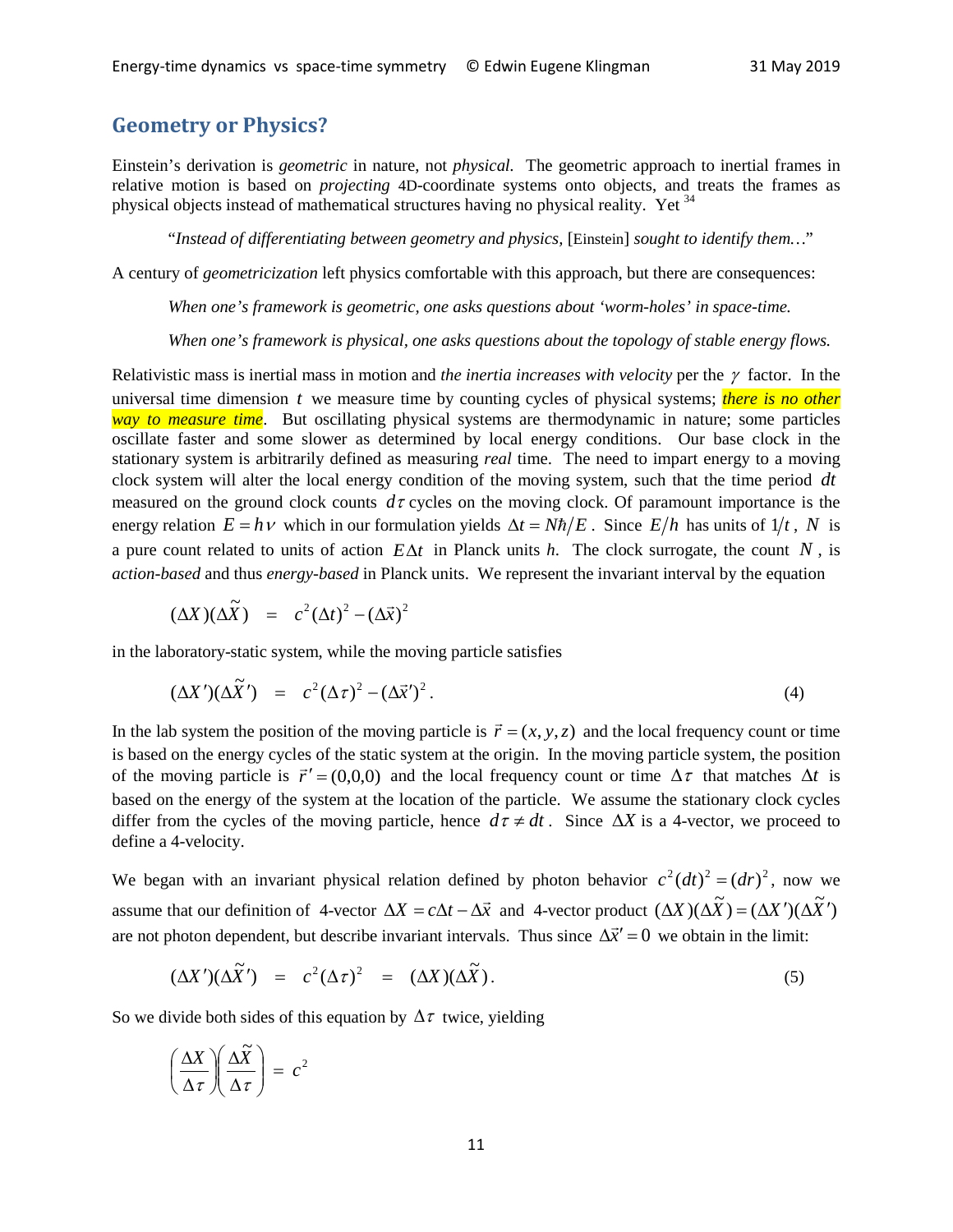## Geometry or Physics?

Einstein's derivation is *geometric* in nature, not *physical*. The geometric approach to inertial frames in relative motion is based on *projecting* 4D-coordinate systems onto objects, and treats the frames as physical objects instead of mathematical structures having no physical reality. Yet [34]

> "*Instead of differentiating between geometry and physics*, [Einstein] *sought to identify them…*"

A century of *geometricization* left physics comfortable with this approach, but there are consequences:

> *When one's framework is geometric, one asks questions about 'worm-holes' in space-time.*
>
> *When one's framework is physical, one asks questions about the topology of stable energy flows.*

Relativistic mass is inertial mass in motion and *the inertia increases with velocity* per the $\gamma$ factor. In the universal time dimension $t$ we measure time by counting cycles of physical systems; *there is no other way to measure time*. But oscillating physical systems are thermodynamic in nature; some particles oscillate faster and some slower as determined by local energy conditions. Our base clock in the stationary system is arbitrarily defined as measuring *real* time. The need to impart energy to a moving clock system will alter the local energy condition of the moving system, such that the time period $dt$ measured on the ground clock counts $d\tau$ cycles on the moving clock. Of paramount importance is the energy relation $E = h\nu$ which in our formulation yields $\Delta t = N\hbar/E$. Since $E/h$ has units of $1/t$, $N$ is a pure count related to units of action $E\Delta t$ in Planck units *h*. The clock surrogate, the count $N$, is *action-based* and thus *energy-based* in Planck units. We represent the invariant interval by the equation

$$(\Delta X)(\Delta \tilde{X}) \;=\; c^2(\Delta t)^2 - (\Delta \vec{x})^2$$

in the laboratory-static system, while the moving particle satisfies

$$(\Delta X')(\Delta \tilde{X}') \;=\; c^2(\Delta \tau)^2 - (\Delta \vec{x}')^2 . \tag{4}$$

In the lab system the position of the moving particle is $\vec{r} = (x, y, z)$ and the local frequency count or time is based on the energy cycles of the static system at the origin. In the moving particle system, the position of the moving particle is $\vec{r}\,' = (0,0,0)$ and the local frequency count or time $\Delta\tau$ that matches $\Delta t$ is based on the energy of the system at the location of the particle. We assume the stationary clock cycles differ from the cycles of the moving particle, hence $d\tau \neq dt$. Since $\Delta X$ is a 4-vector, we proceed to define a 4-velocity.

We began with an invariant physical relation defined by photon behavior $c^2(dt)^2 = (dr)^2$, now we assume that our definition of 4-vector $\Delta X = c\Delta t - \Delta\vec{x}$ and 4-vector product $(\Delta X)(\Delta\tilde{X}) = (\Delta X')(\Delta\tilde{X}')$ are not photon dependent, but describe invariant intervals. Thus since $\Delta\vec{x}' = 0$ we obtain in the limit:

$$(\Delta X')(\Delta \tilde{X}') \;=\; c^2(\Delta\tau)^2 \;=\; (\Delta X)(\Delta\tilde{X}) . \tag{5}$$

So we divide both sides of this equation by $\Delta\tau$ twice, yielding

$$\left(\frac{\Delta X}{\Delta \tau}\right)\left(\frac{\Delta \tilde{X}}{\Delta \tau}\right) = c^2$$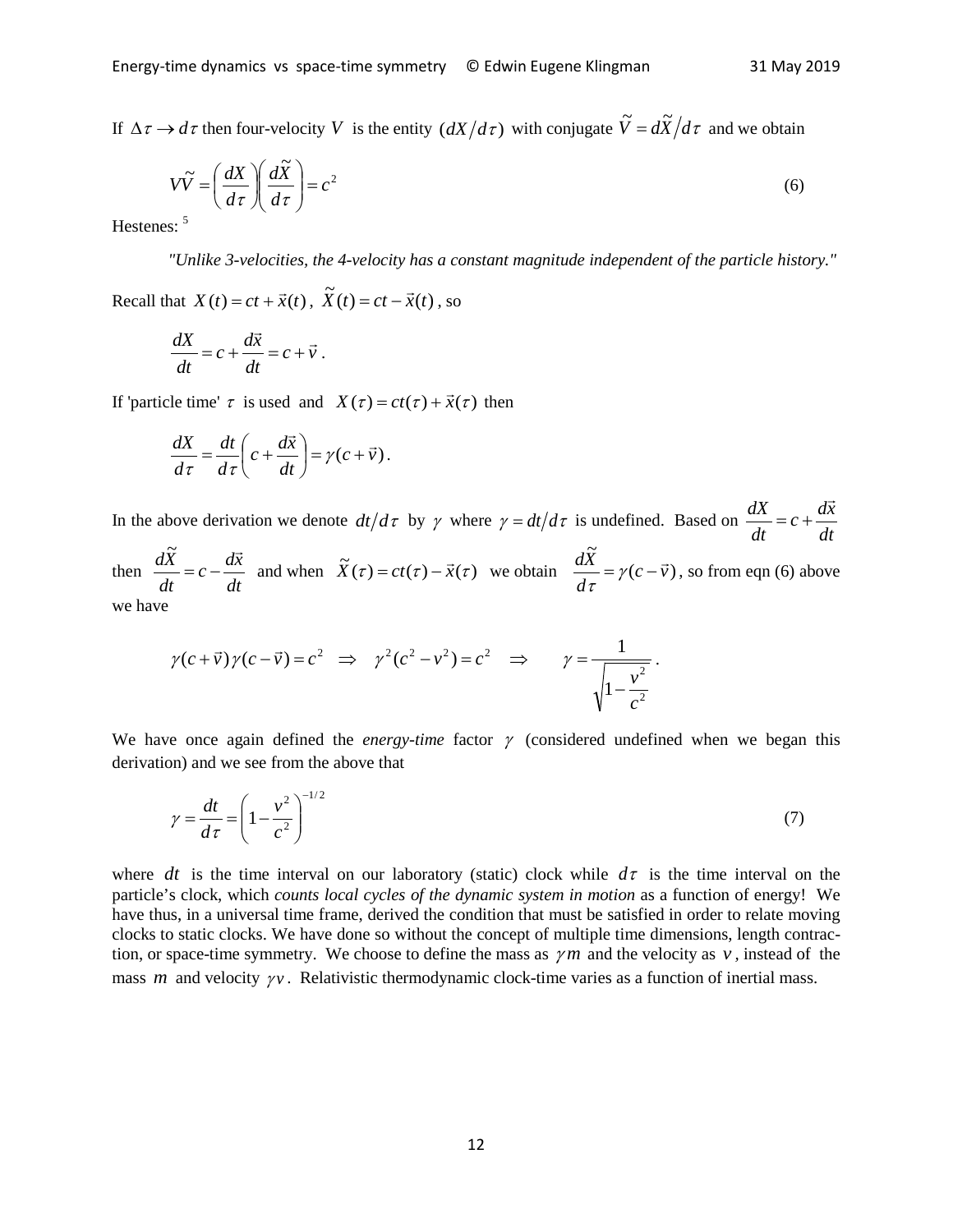If $\Delta\tau \to d\tau$ then four-velocity $V$ is the entity $(dX/d\tau)$ with conjugate $\tilde{V} = d\tilde{X}/d\tau$ and we obtain

$$V\tilde{V} = \left(\frac{dX}{d\tau}\right)\left(\frac{d\tilde{X}}{d\tau}\right) = c^2 \tag{6}$$

Hestenes: [5]

> *"Unlike 3-velocities, the 4-velocity has a constant magnitude independent of the particle history."*

Recall that $X(t) = ct + \vec{x}(t)$, $\tilde{X}(t) = ct - \vec{x}(t)$, so

$$\frac{dX}{dt} = c + \frac{d\vec{x}}{dt} = c + \vec{v}\,.$$

If 'particle time' $\tau$ is used and $X(\tau) = ct(\tau) + \vec{x}(\tau)$ then

$$\frac{dX}{d\tau} = \frac{dt}{d\tau}\left(c + \frac{d\vec{x}}{dt}\right) = \gamma(c + \vec{v})\,.$$

In the above derivation we denote $dt/d\tau$ by $\gamma$ where $\gamma = dt/d\tau$ is undefined. Based on $\dfrac{dX}{dt} = c + \dfrac{d\vec{x}}{dt}$ then $\dfrac{d\tilde{X}}{dt} = c - \dfrac{d\vec{x}}{dt}$ and when $\tilde{X}(\tau) = ct(\tau) - \vec{x}(\tau)$ we obtain $\dfrac{d\tilde{X}}{d\tau} = \gamma(c - \vec{v})$, so from eqn (6) above we have

$$\gamma(c + \vec{v})\gamma(c - \vec{v}) = c^2 \quad \Rightarrow \quad \gamma^2(c^2 - v^2) = c^2 \quad \Rightarrow \quad \gamma = \frac{1}{\sqrt{1 - \dfrac{v^2}{c^2}}}\,.$$

We have once again defined the *energy-time* factor $\gamma$ (considered undefined when we began this derivation) and we see from the above that

$$\gamma = \frac{dt}{d\tau} = \left(1 - \frac{v^2}{c^2}\right)^{-1/2} \tag{7}$$

where $dt$ is the time interval on our laboratory (static) clock while $d\tau$ is the time interval on the particle's clock, which *counts local cycles of the dynamic system in motion* as a function of energy! We have thus, in a universal time frame, derived the condition that must be satisfied in order to relate moving clocks to static clocks. We have done so without the concept of multiple time dimensions, length contraction, or space-time symmetry. We choose to define the mass as $\gamma m$ and the velocity as $v$, instead of the mass $m$ and velocity $\gamma v$. Relativistic thermodynamic clock-time varies as a function of inertial mass.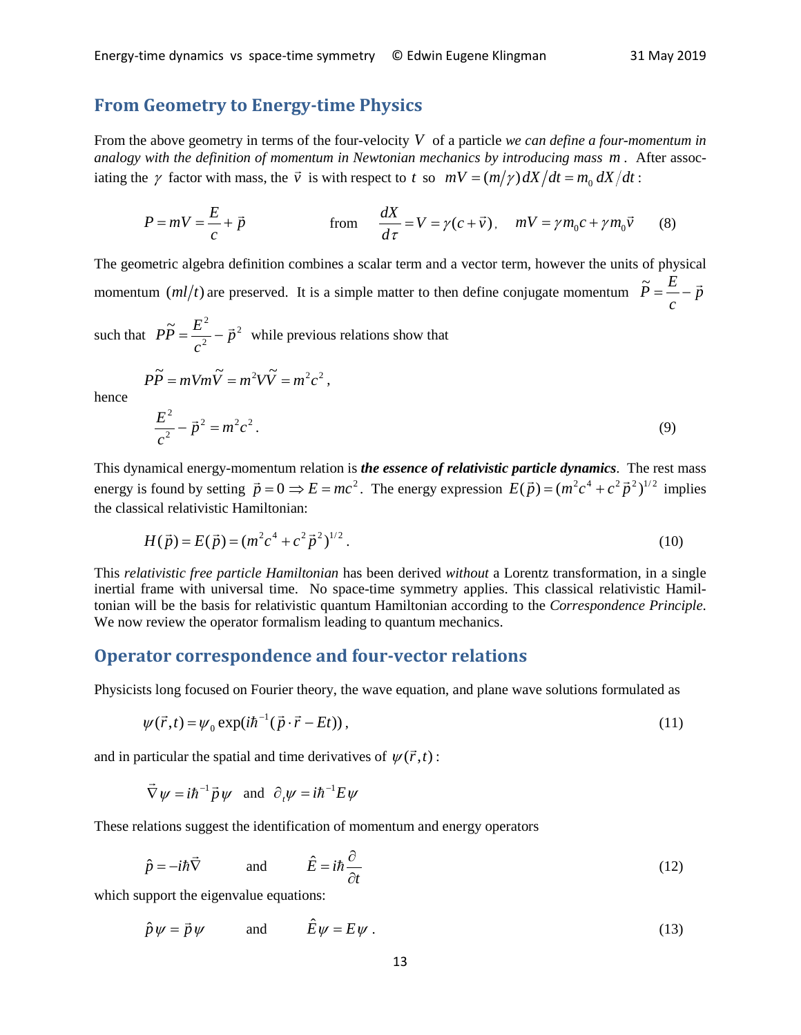## From Geometry to Energy-time Physics

From the above geometry in terms of the four-velocity $V$ of a particle *we can define a four-momentum in analogy with the definition of momentum in Newtonian mechanics by introducing mass* $m$. After associating the $\gamma$ factor with mass, the $\vec{v}$ is with respect to $t$ so $mV = (m/\gamma)\, dX/dt = m_0\, dX/dt$:

$$P = mV = \frac{E}{c} + \vec{p} \qquad\qquad \text{from} \quad \frac{dX}{d\tau} = V = \gamma(c + \vec{v}), \quad mV = \gamma m_0 c + \gamma m_0 \vec{v} \tag{8}$$

The geometric algebra definition combines a scalar term and a vector term, however the units of physical momentum $(ml/t)$ are preserved. It is a simple matter to then define conjugate momentum $\tilde{P} = \frac{E}{c} - \vec{p}$ such that $P\tilde{P} = \frac{E^2}{c^2} - \vec{p}^{\,2}$ while previous relations show that

$$P\tilde{P} = mVm\tilde{V} = m^2 V\tilde{V} = m^2 c^2,$$

hence

$$\frac{E^2}{c^2} - \vec{p}^{\,2} = m^2 c^2. \tag{9}$$

This dynamical energy-momentum relation is ***the essence of relativistic particle dynamics***. The rest mass energy is found by setting $\vec{p} = 0 \Rightarrow E = mc^2$. The energy expression $E(\vec{p}) = (m^2c^4 + c^2\vec{p}^{\,2})^{1/2}$ implies the classical relativistic Hamiltonian:

$$H(\vec{p}) = E(\vec{p}) = (m^2c^4 + c^2\vec{p}^{\,2})^{1/2}. \tag{10}$$

This *relativistic free particle Hamiltonian* has been derived *without* a Lorentz transformation, in a single inertial frame with universal time. No space-time symmetry applies. This classical relativistic Hamiltonian will be the basis for relativistic quantum Hamiltonian according to the *Correspondence Principle*. We now review the operator formalism leading to quantum mechanics.

## Operator correspondence and four-vector relations

Physicists long focused on Fourier theory, the wave equation, and plane wave solutions formulated as

$$\psi(\vec{r},t) = \psi_0 \exp(i\hbar^{-1}(\vec{p}\cdot\vec{r} - Et)), \tag{11}$$

and in particular the spatial and time derivatives of $\psi(\vec{r},t)$:

$$\vec{\nabla}\psi = i\hbar^{-1}\vec{p}\,\psi \quad \text{and} \quad \partial_t\psi = i\hbar^{-1}E\psi$$

These relations suggest the identification of momentum and energy operators

$$\hat{p} = -i\hbar\vec{\nabla} \qquad \text{and} \qquad \hat{E} = i\hbar\frac{\partial}{\partial t} \tag{12}$$

which support the eigenvalue equations:

$$\hat{p}\,\psi = \vec{p}\,\psi \qquad \text{and} \qquad \hat{E}\,\psi = E\,\psi\,. \tag{13}$$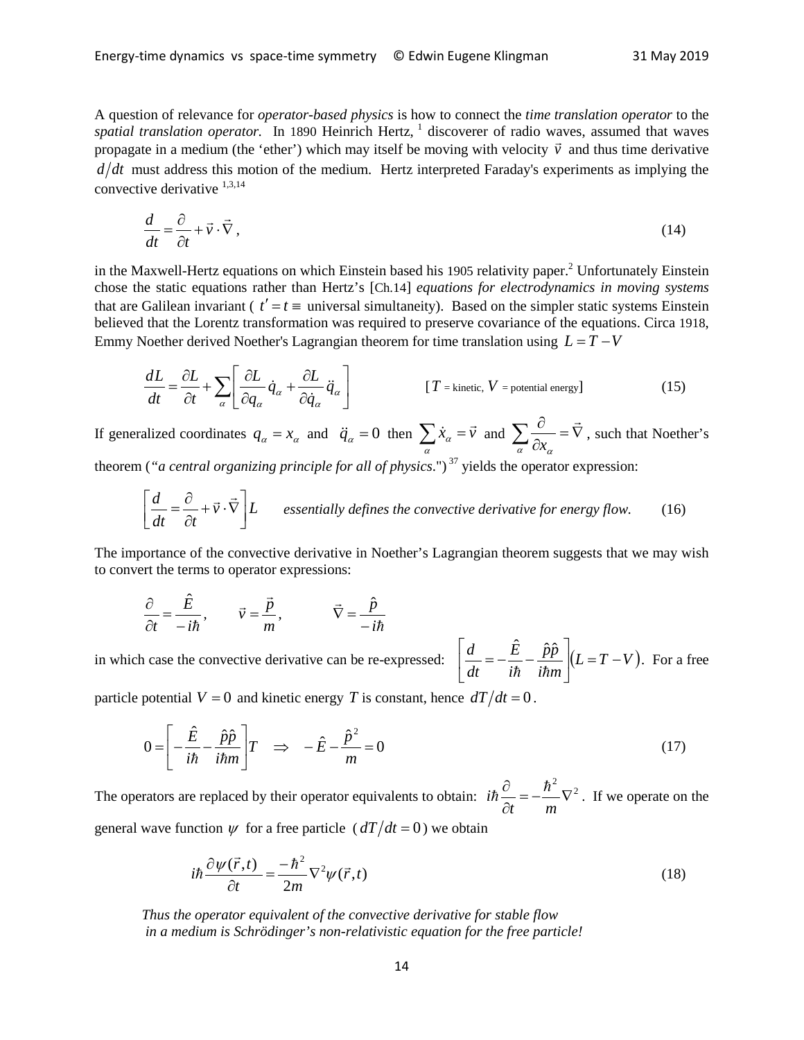A question of relevance for *operator-based physics* is how to connect the *time translation operator* to the *spatial translation operator.* In 1890 Heinrich Hertz, [1] discoverer of radio waves, assumed that waves propagate in a medium (the 'ether') which may itself be moving with velocity $\vec{v}$ and thus time derivative $d/dt$ must address this motion of the medium. Hertz interpreted Faraday's experiments as implying the convective derivative [1,3,14]

$$\frac{d}{dt} = \frac{\partial}{\partial t} + \vec{v} \cdot \vec{\nabla}\,, \tag{14}$$

in the Maxwell-Hertz equations on which Einstein based his 1905 relativity paper.[2] Unfortunately Einstein chose the static equations rather than Hertz's [Ch.14] *equations for electrodynamics in moving systems* that are Galilean invariant ( $t' = t \equiv$ universal simultaneity). Based on the simpler static systems Einstein believed that the Lorentz transformation was required to preserve covariance of the equations. Circa 1918, Emmy Noether derived Noether's Lagrangian theorem for time translation using $L = T - V$

$$\frac{dL}{dt} = \frac{\partial L}{\partial t} + \sum_{\alpha}\left[\frac{\partial L}{\partial q_\alpha}\dot{q}_\alpha + \frac{\partial L}{\partial \dot{q}_\alpha}\ddot{q}_\alpha\right] \qquad [T = \text{kinetic, } V = \text{potential energy}] \tag{15}$$

If generalized coordinates $q_\alpha = x_\alpha$ and $\ddot{q}_\alpha = 0$ then $\sum_\alpha \dot{x}_\alpha = \vec{v}$ and $\sum_\alpha \frac{\partial}{\partial x_\alpha} = \vec{\nabla}$, such that Noether's theorem (*"a central organizing principle for all of physics*.") [37] yields the operator expression:

$$\left[\frac{d}{dt} = \frac{\partial}{\partial t} + \vec{v} \cdot \vec{\nabla}\right] L \qquad \textit{essentially defines the convective derivative for energy flow.} \tag{16}$$

The importance of the convective derivative in Noether's Lagrangian theorem suggests that we may wish to convert the terms to operator expressions:

$$\frac{\partial}{\partial t} = \frac{\hat{E}}{-i\hbar}, \qquad \vec{v} = \frac{\vec{p}}{m}, \qquad \vec{\nabla} = \frac{\hat{p}}{-i\hbar}$$

in which case the convective derivative can be re-expressed: $\left[\frac{d}{dt} = -\frac{\hat{E}}{i\hbar} - \frac{\hat{p}\hat{p}}{i\hbar m}\right](L = T - V)$. For a free particle potential $V = 0$ and kinetic energy $T$ is constant, hence $dT/dt = 0$.

$$0 = \left[-\frac{\hat{E}}{i\hbar} - \frac{\hat{p}\hat{p}}{i\hbar m}\right] T \quad \Rightarrow \quad -\hat{E} - \frac{\hat{p}^2}{m} = 0 \tag{17}$$

The operators are replaced by their operator equivalents to obtain: $i\hbar\frac{\partial}{\partial t} = -\frac{\hbar^2}{m}\nabla^2$. If we operate on the general wave function $\psi$ for a free particle ( $dT/dt = 0$ ) we obtain

$$i\hbar\frac{\partial \psi(\vec{r},t)}{\partial t} = \frac{-\hbar^2}{2m}\nabla^2 \psi(\vec{r},t) \tag{18}$$

*Thus the operator equivalent of the convective derivative for stable flow in a medium is Schrödinger's non-relativistic equation for the free particle!*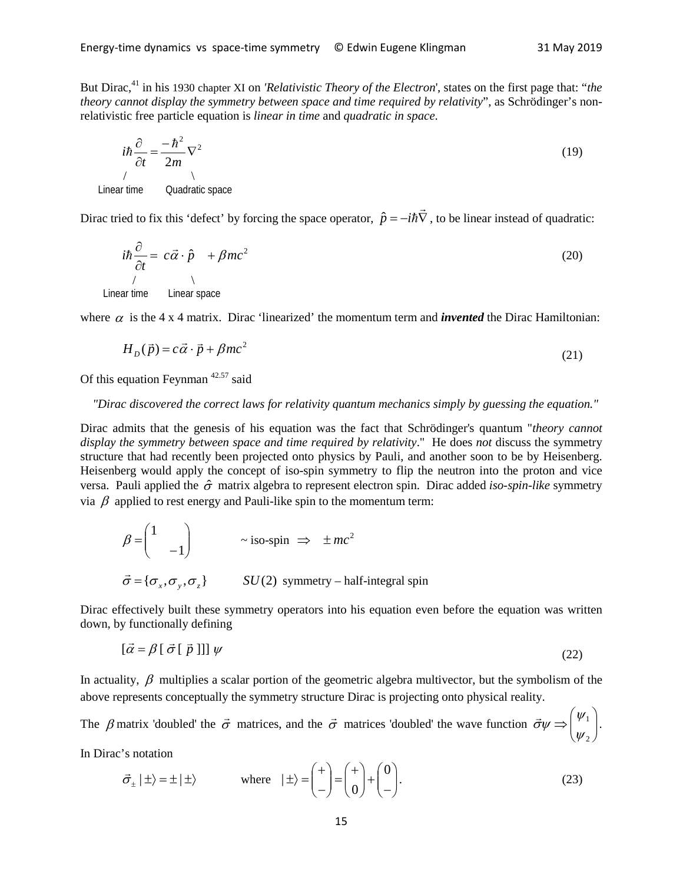But Dirac,[41] in his 1930 chapter XI on *'Relativistic Theory of the Electron'*, states on the first page that: "*the theory cannot display the symmetry between space and time required by relativity*", as Schrödinger's non-relativistic free particle equation is *linear in time* and *quadratic in space*.

$$i\hbar\frac{\partial}{\partial t} = \frac{-\hbar^2}{2m}\nabla^2 \tag{19}$$

Linear time / Quadratic space

Dirac tried to fix this 'defect' by forcing the space operator, $\hat{p} = -i\hbar\vec{\nabla}$, to be linear instead of quadratic:

$$i\hbar\frac{\partial}{\partial t} = c\vec{\alpha}\cdot\hat{p} \quad + \beta mc^2 \tag{20}$$

Linear time / Linear space

where $\alpha$ is the 4 x 4 matrix. Dirac 'linearized' the momentum term and ***invented*** the Dirac Hamiltonian:

$$H_D(\vec{p}) = c\vec{\alpha}\cdot\vec{p} + \beta mc^2 \tag{21}$$

Of this equation Feynman [42.57] said

*"Dirac discovered the correct laws for relativity quantum mechanics simply by guessing the equation."*

Dirac admits that the genesis of his equation was the fact that Schrödinger's quantum "*theory cannot display the symmetry between space and time required by relativity*." He does *not* discuss the symmetry structure that had recently been projected onto physics by Pauli, and another soon to be by Heisenberg. Heisenberg would apply the concept of iso-spin symmetry to flip the neutron into the proton and vice versa. Pauli applied the $\hat{\sigma}$ matrix algebra to represent electron spin. Dirac added *iso-spin-like* symmetry via $\beta$ applied to rest energy and Pauli-like spin to the momentum term:

$$\beta = \begin{pmatrix} 1 & \\ & -1 \end{pmatrix} \qquad \sim \text{iso-spin} \;\Rightarrow\; \pm mc^2$$

$$\vec{\sigma} = \{\sigma_x, \sigma_y, \sigma_z\} \qquad SU(2) \text{ symmetry – half-integral spin}$$

Dirac effectively built these symmetry operators into his equation even before the equation was written down, by functionally defining

$$[\vec{\alpha} = \beta\,[\,\vec{\sigma}\,[\,\vec{p}\,]]]\,\psi \tag{22}$$

In actuality, $\beta$ multiplies a scalar portion of the geometric algebra multivector, but the symbolism of the above represents conceptually the symmetry structure Dirac is projecting onto physical reality.

The $\beta$ matrix 'doubled' the $\vec{\sigma}$ matrices, and the $\vec{\sigma}$ matrices 'doubled' the wave function $\vec{\sigma}\psi \Rightarrow \begin{pmatrix} \psi_1 \\ \psi_2 \end{pmatrix}$.

In Dirac's notation

$$\vec{\sigma}_{\pm}\,|\pm\rangle = \pm\,|\pm\rangle \qquad \text{where} \quad |\pm\rangle = \begin{pmatrix} + \\ - \end{pmatrix} = \begin{pmatrix} + \\ 0 \end{pmatrix} + \begin{pmatrix} 0 \\ - \end{pmatrix}. \tag{23}$$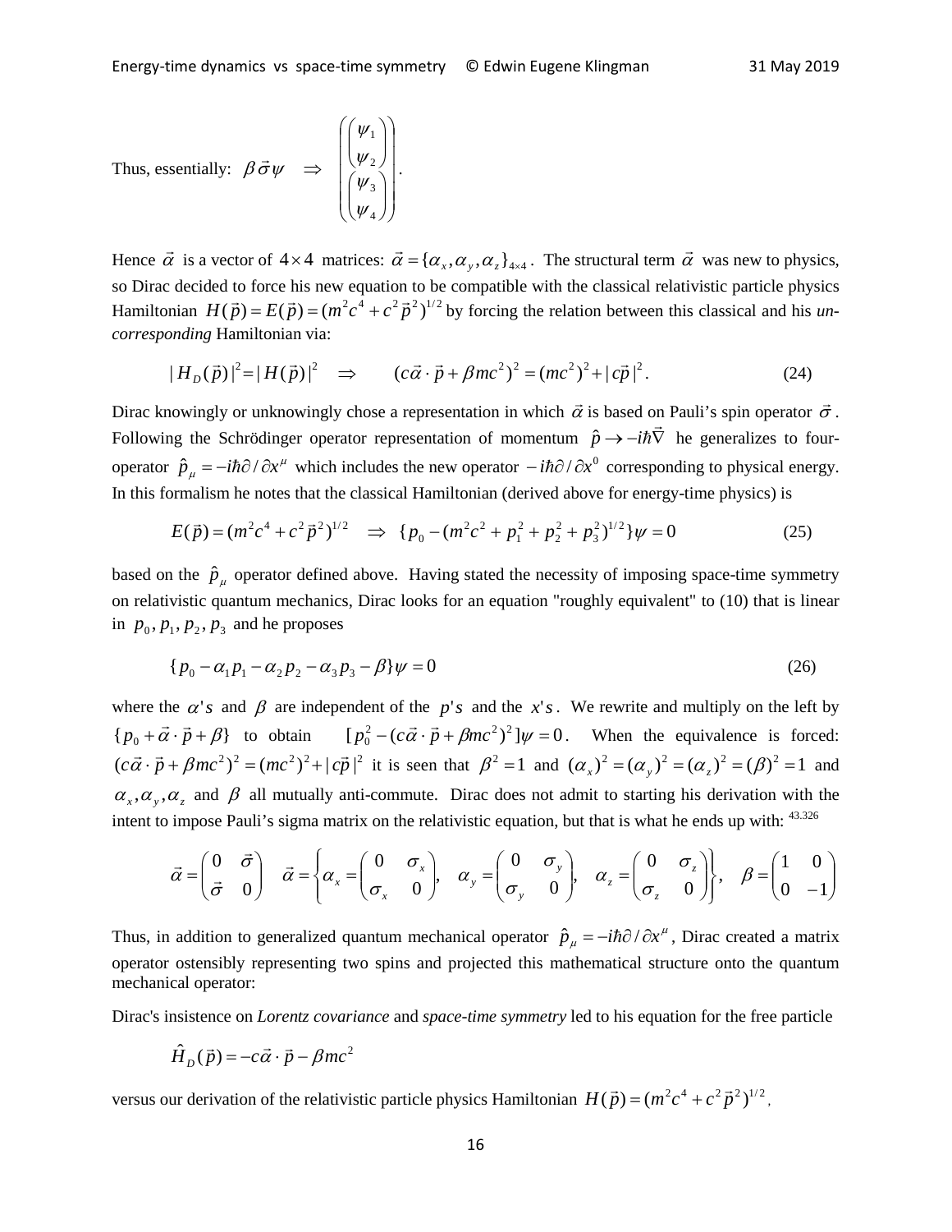Thus, essentially: $\beta \vec{\sigma} \psi \quad \Rightarrow \quad \begin{pmatrix} \begin{pmatrix} \psi_1 \\ \psi_2 \end{pmatrix} \\ \begin{pmatrix} \psi_3 \\ \psi_4 \end{pmatrix} \end{pmatrix}$.

Hence $\vec{\alpha}$ is a vector of $4 \times 4$ matrices: $\vec{\alpha} = \{\alpha_x, \alpha_y, \alpha_z\}_{4\times 4}$. The structural term $\vec{\alpha}$ was new to physics, so Dirac decided to force his new equation to be compatible with the classical relativistic particle physics Hamiltonian $H(\vec{p}) = E(\vec{p}) = (m^2c^4 + c^2\vec{p}^2)^{1/2}$ by forcing the relation between this classical and his *un-corresponding* Hamiltonian via:

$$|H_D(\vec{p})|^2 = |H(\vec{p})|^2 \quad \Rightarrow \qquad (c\vec{\alpha}\cdot\vec{p} + \beta mc^2)^2 = (mc^2)^2 + |c\vec{p}|^2. \tag{24}$$

Dirac knowingly or unknowingly chose a representation in which $\vec{\alpha}$ is based on Pauli's spin operator $\vec{\sigma}$. Following the Schrödinger operator representation of momentum $\hat{p} \to -i\hbar\vec{\nabla}$ he generalizes to four-operator $\hat{p}_\mu = -i\hbar\partial/\partial x^\mu$ which includes the new operator $-i\hbar\partial/\partial x^0$ corresponding to physical energy. In this formalism he notes that the classical Hamiltonian (derived above for energy-time physics) is

$$E(\vec{p}) = (m^2c^4 + c^2\vec{p}^2)^{1/2} \quad \Rightarrow \quad \{p_0 - (m^2c^2 + p_1^2 + p_2^2 + p_3^2)^{1/2}\}\psi = 0 \tag{25}$$

based on the $\hat{p}_\mu$ operator defined above. Having stated the necessity of imposing space-time symmetry on relativistic quantum mechanics, Dirac looks for an equation "roughly equivalent" to (10) that is linear in $p_0, p_1, p_2, p_3$ and he proposes

$$\{p_0 - \alpha_1 p_1 - \alpha_2 p_2 - \alpha_3 p_3 - \beta\}\psi = 0 \tag{26}$$

where the $\alpha's$ and $\beta$ are independent of the $p's$ and the $x's$. We rewrite and multiply on the left by $\{p_0 + \vec{\alpha}\cdot\vec{p} + \beta\}$ to obtain $[p_0^2 - (c\vec{\alpha}\cdot\vec{p} + \beta mc^2)^2]\psi = 0$. When the equivalence is forced: $(c\vec{\alpha}\cdot\vec{p} + \beta mc^2)^2 = (mc^2)^2 + |c\vec{p}|^2$ it is seen that $\beta^2 = 1$ and $(\alpha_x)^2 = (\alpha_y)^2 = (\alpha_z)^2 = (\beta)^2 = 1$ and $\alpha_x, \alpha_y, \alpha_z$ and $\beta$ all mutually anti-commute. Dirac does not admit to starting his derivation with the intent to impose Pauli's sigma matrix on the relativistic equation, but that is what he ends up with: [43.326]

$$\vec{\alpha} = \begin{pmatrix} 0 & \vec{\sigma} \\ \vec{\sigma} & 0 \end{pmatrix} \quad \vec{\alpha} = \left\{ \alpha_x = \begin{pmatrix} 0 & \sigma_x \\ \sigma_x & 0 \end{pmatrix}, \quad \alpha_y = \begin{pmatrix} 0 & \sigma_y \\ \sigma_y & 0 \end{pmatrix}, \quad \alpha_z = \begin{pmatrix} 0 & \sigma_z \\ \sigma_z & 0 \end{pmatrix} \right\}, \quad \beta = \begin{pmatrix} 1 & 0 \\ 0 & -1 \end{pmatrix}$$

Thus, in addition to generalized quantum mechanical operator $\hat{p}_\mu = -i\hbar\partial/\partial x^\mu$, Dirac created a matrix operator ostensibly representing two spins and projected this mathematical structure onto the quantum mechanical operator:

Dirac's insistence on *Lorentz covariance* and *space-time symmetry* led to his equation for the free particle

$$\hat{H}_D(\vec{p}) = -c\vec{\alpha}\cdot\vec{p} - \beta mc^2$$

versus our derivation of the relativistic particle physics Hamiltonian $H(\vec{p}) = (m^2c^4 + c^2\vec{p}^2)^{1/2}$,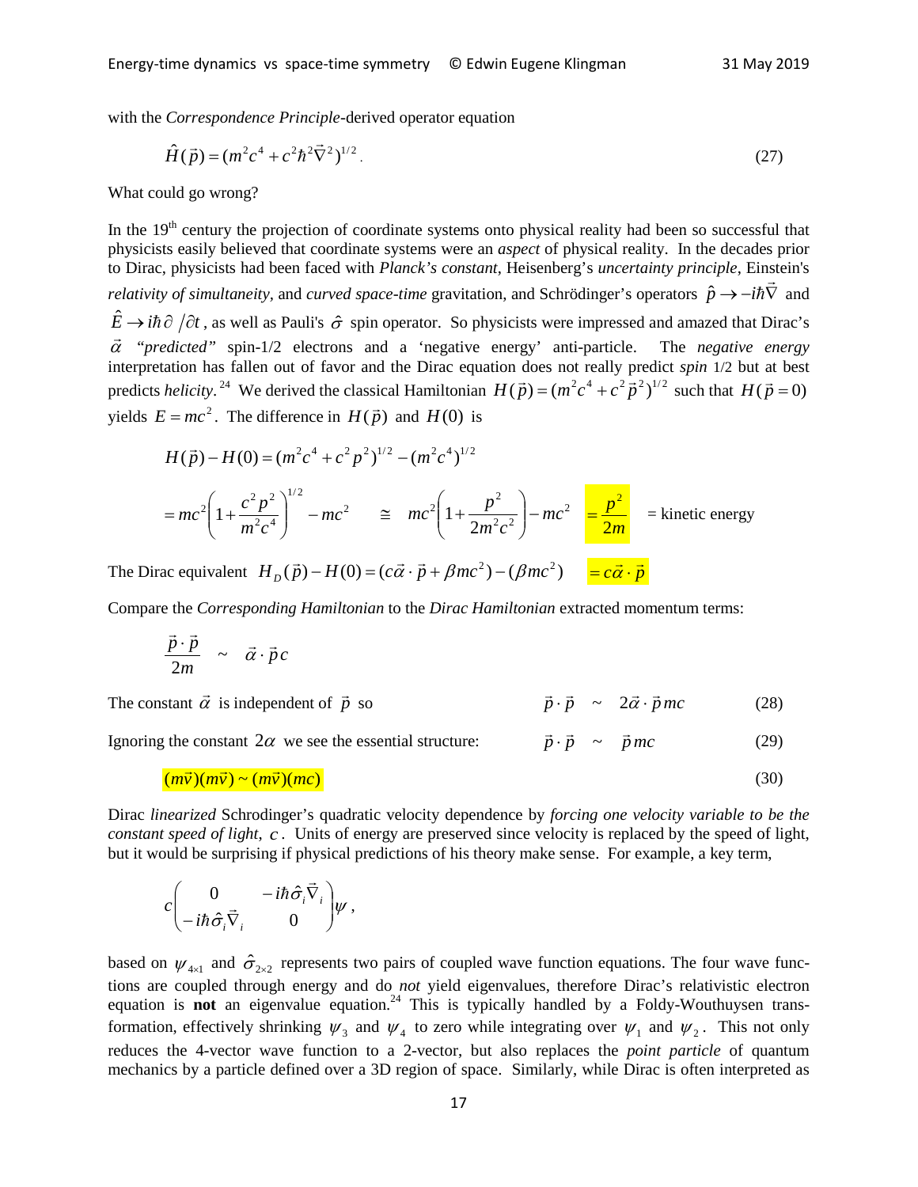with the *Correspondence Principle*-derived operator equation

$$\hat{H}(\vec{p}) = (m^2c^4 + c^2\hbar^2\vec{\nabla}^2)^{1/2}. \tag{27}$$

What could go wrong?

In the 19th century the projection of coordinate systems onto physical reality had been so successful that physicists easily believed that coordinate systems were an *aspect* of physical reality. In the decades prior to Dirac, physicists had been faced with *Planck's constant*, Heisenberg's *uncertainty principle*, Einstein's *relativity of simultaneity*, and *curved space-time* gravitation, and Schrödinger's operators $\hat{p} \to -i\hbar\vec{\nabla}$ and $\hat{E} \to i\hbar\partial/\partial t$, as well as Pauli's $\hat{\sigma}$ spin operator. So physicists were impressed and amazed that Dirac's $\vec{\alpha}$ *"predicted"* spin-1/2 electrons and a 'negative energy' anti-particle. The *negative energy* interpretation has fallen out of favor and the Dirac equation does not really predict *spin* 1/2 but at best predicts *helicity*.[24] We derived the classical Hamiltonian $H(\vec{p}) = (m^2c^4 + c^2\vec{p}^2)^{1/2}$ such that $H(\vec{p}=0)$ yields $E = mc^2$. The difference in $H(\vec{p})$ and $H(0)$ is

$$H(\vec{p}) - H(0) = (m^2c^4 + c^2p^2)^{1/2} - (m^2c^4)^{1/2}$$

$$= mc^2\left(1 + \frac{c^2p^2}{m^2c^4}\right)^{1/2} - mc^2 \quad \cong \quad mc^2\left(1 + \frac{p^2}{2m^2c^2}\right) - mc^2 \quad = \frac{p^2}{2m} \quad = \text{kinetic energy}$$

The Dirac equivalent $H_D(\vec{p}) - H(0) = (c\vec{\alpha}\cdot\vec{p} + \beta mc^2) - (\beta mc^2) \quad = c\vec{\alpha}\cdot\vec{p}$

Compare the *Corresponding Hamiltonian* to the *Dirac Hamiltonian* extracted momentum terms:

$$\frac{\vec{p}\cdot\vec{p}}{2m} \sim \vec{\alpha}\cdot\vec{p}\,c$$

The constant $\vec{\alpha}$ is independent of $\vec{p}$ so $\qquad \vec{p}\cdot\vec{p} \sim 2\vec{\alpha}\cdot\vec{p}\,mc \qquad (28)$

Ignoring the constant $2\alpha$ we see the essential structure: $\qquad \vec{p}\cdot\vec{p} \sim \vec{p}\,mc \qquad (29)$

$$(m\vec{v})(m\vec{v}) \sim (m\vec{v})(mc) \tag{30}$$

Dirac *linearized* Schrodinger's quadratic velocity dependence by *forcing one velocity variable to be the constant speed of light*, $c$. Units of energy are preserved since velocity is replaced by the speed of light, but it would be surprising if physical predictions of his theory make sense. For example, a key term,

$$c\begin{pmatrix} 0 & -i\hbar\hat{\sigma}_i\vec{\nabla}_i \\ -i\hbar\hat{\sigma}_i\vec{\nabla}_i & 0 \end{pmatrix}\psi,$$

based on $\psi_{4\times 1}$ and $\hat{\sigma}_{2\times 2}$ represents two pairs of coupled wave function equations. The four wave functions are coupled through energy and do *not* yield eigenvalues, therefore Dirac's relativistic electron equation is **not** an eigenvalue equation.[24] This is typically handled by a Foldy-Wouthuysen transformation, effectively shrinking $\psi_3$ and $\psi_4$ to zero while integrating over $\psi_1$ and $\psi_2$. This not only reduces the 4-vector wave function to a 2-vector, but also replaces the *point particle* of quantum mechanics by a particle defined over a 3D region of space. Similarly, while Dirac is often interpreted as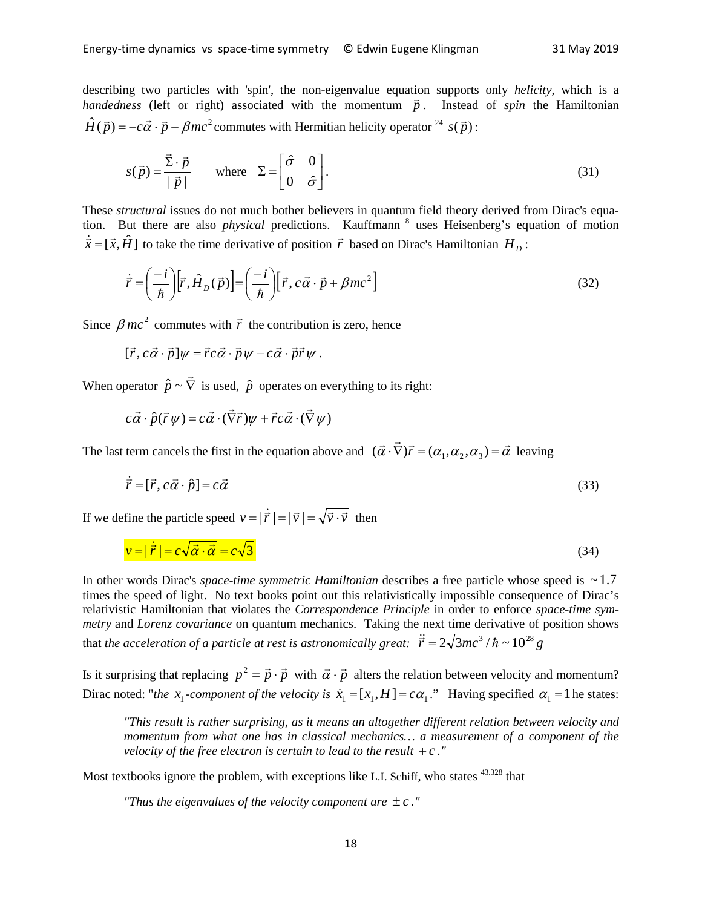describing two particles with 'spin', the non-eigenvalue equation supports only *helicity*, which is a *handedness* (left or right) associated with the momentum $\vec{p}$. Instead of *spin* the Hamiltonian $\hat{H}(\vec{p}) = -c\vec{\alpha}\cdot\vec{p} - \beta mc^2$ commutes with Hermitian helicity operator [24] $s(\vec{p})$:

$$s(\vec{p}) = \frac{\vec{\Sigma}\cdot\vec{p}}{|\vec{p}|} \qquad \text{where} \quad \Sigma = \begin{bmatrix} \hat{\sigma} & 0 \\ 0 & \hat{\sigma} \end{bmatrix}. \tag{31}$$

These *structural* issues do not much bother believers in quantum field theory derived from Dirac's equation. But there are also *physical* predictions. Kauffmann [8] uses Heisenberg's equation of motion $\dot{\vec{x}} = [\vec{x}, \hat{H}]$ to take the time derivative of position $\vec{r}$ based on Dirac's Hamiltonian $H_D$:

$$\dot{\vec{r}} = \left(\frac{-i}{\hbar}\right)\left[\vec{r}, \hat{H}_D(\vec{p})\right] = \left(\frac{-i}{\hbar}\right)\left[\vec{r}, c\vec{\alpha}\cdot\vec{p} + \beta mc^2\right] \tag{32}$$

Since $\beta mc^2$ commutes with $\vec{r}$ the contribution is zero, hence

$$[\vec{r}, c\vec{\alpha}\cdot\vec{p}]\psi = \vec{r}c\vec{\alpha}\cdot\vec{p}\psi - c\vec{\alpha}\cdot\vec{p}\vec{r}\psi\,.$$

When operator $\hat{p} \sim \vec{\nabla}$ is used, $\hat{p}$ operates on everything to its right:

$$c\vec{\alpha}\cdot\hat{p}(\vec{r}\psi) = c\vec{\alpha}\cdot(\vec{\nabla}\vec{r})\psi + \vec{r}c\vec{\alpha}\cdot(\vec{\nabla}\psi)$$

The last term cancels the first in the equation above and $(\vec{\alpha}\cdot\vec{\nabla})\vec{r} = (\alpha_1, \alpha_2, \alpha_3) = \vec{\alpha}$ leaving

$$\dot{\vec{r}} = [\vec{r}, c\vec{\alpha}\cdot\hat{p}] = c\vec{\alpha} \tag{33}$$

If we define the particle speed $v = |\dot{\vec{r}}| = |\vec{v}| = \sqrt{\vec{v}\cdot\vec{v}}$ then

$$v = |\dot{\vec{r}}| = c\sqrt{\vec{\alpha}\cdot\vec{\alpha}} = c\sqrt{3} \tag{34}$$

In other words Dirac's *space-time symmetric Hamiltonian* describes a free particle whose speed is $\sim 1.7$ times the speed of light. No text books point out this relativistically impossible consequence of Dirac's relativistic Hamiltonian that violates the *Correspondence Principle* in order to enforce *space-time symmetry* and *Lorenz covariance* on quantum mechanics. Taking the next time derivative of position shows that *the acceleration of a particle at rest is astronomically great:* $\ddot{\vec{r}} = 2\sqrt{3}mc^3/\hbar \sim 10^{28}\,g$

Is it surprising that replacing $p^2 = \vec{p}\cdot\vec{p}$ with $\vec{\alpha}\cdot\vec{p}$ alters the relation between velocity and momentum? Dirac noted: "*the* $x_1$*-component of the velocity is* $\dot{x}_1 = [x_1, H] = c\alpha_1$." Having specified $\alpha_1 = 1$ he states:

> *"This result is rather surprising, as it means an altogether different relation between velocity and momentum from what one has in classical mechanics… a measurement of a component of the velocity of the free electron is certain to lead to the result* $+c$*."*

Most textbooks ignore the problem, with exceptions like L.I. Schiff, who states [43.328] that

> *"Thus the eigenvalues of the velocity component are* $\pm c$*."*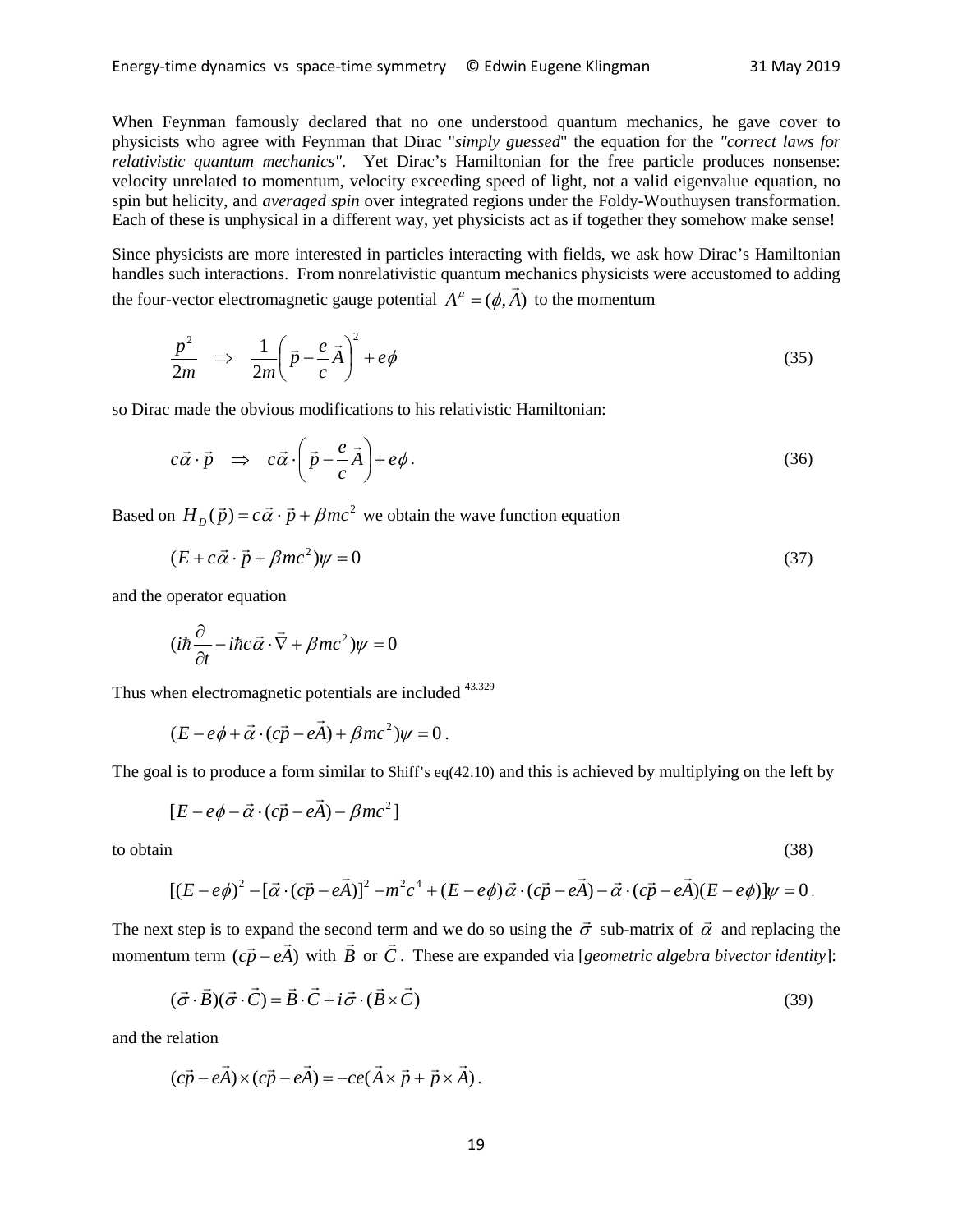When Feynman famously declared that no one understood quantum mechanics, he gave cover to physicists who agree with Feynman that Dirac "*simply guessed*" the equation for the *"correct laws for relativistic quantum mechanics"*. Yet Dirac's Hamiltonian for the free particle produces nonsense: velocity unrelated to momentum, velocity exceeding speed of light, not a valid eigenvalue equation, no spin but helicity, and *averaged spin* over integrated regions under the Foldy-Wouthuysen transformation. Each of these is unphysical in a different way, yet physicists act as if together they somehow make sense!

Since physicists are more interested in particles interacting with fields, we ask how Dirac's Hamiltonian handles such interactions. From nonrelativistic quantum mechanics physicists were accustomed to adding the four-vector electromagnetic gauge potential $A^{\mu} = (\phi, \vec{A})$ to the momentum

$$\frac{p^2}{2m} \quad \Rightarrow \quad \frac{1}{2m}\left(\vec{p} - \frac{e}{c}\vec{A}\right)^2 + e\phi \tag{35}$$

so Dirac made the obvious modifications to his relativistic Hamiltonian:

$$c\vec{\alpha} \cdot \vec{p} \quad \Rightarrow \quad c\vec{\alpha} \cdot \left(\vec{p} - \frac{e}{c}\vec{A}\right) + e\phi . \tag{36}$$

Based on $H_D(\vec{p}) = c\vec{\alpha} \cdot \vec{p} + \beta mc^2$ we obtain the wave function equation

$$(E + c\vec{\alpha} \cdot \vec{p} + \beta mc^2)\psi = 0 \tag{37}$$

and the operator equation

$$(i\hbar\frac{\partial}{\partial t} - i\hbar c\vec{\alpha} \cdot \vec{\nabla} + \beta mc^2)\psi = 0$$

Thus when electromagnetic potentials are included [43.329]

$$(E - e\phi + \vec{\alpha} \cdot (c\vec{p} - e\vec{A}) + \beta mc^2)\psi = 0 .$$

The goal is to produce a form similar to Shiff's eq(42.10) and this is achieved by multiplying on the left by

$$[E - e\phi - \vec{\alpha} \cdot (c\vec{p} - e\vec{A}) - \beta mc^2]$$

to obtain (38)

$$[(E - e\phi)^2 - [\vec{\alpha} \cdot (c\vec{p} - e\vec{A})]^2 - m^2c^4 + (E - e\phi)\,\vec{\alpha} \cdot (c\vec{p} - e\vec{A}) - \vec{\alpha} \cdot (c\vec{p} - e\vec{A})(E - e\phi)]\psi = 0 .$$

The next step is to expand the second term and we do so using the $\vec{\sigma}$ sub-matrix of $\vec{\alpha}$ and replacing the momentum term $(c\vec{p} - e\vec{A})$ with $\vec{B}$ or $\vec{C}$. These are expanded via [*geometric algebra bivector identity*]:

$$(\vec{\sigma} \cdot \vec{B})(\vec{\sigma} \cdot \vec{C}) = \vec{B} \cdot \vec{C} + i\vec{\sigma} \cdot (\vec{B} \times \vec{C}) \tag{39}$$

and the relation

$$(c\vec{p} - e\vec{A}) \times (c\vec{p} - e\vec{A}) = -ce(\vec{A} \times \vec{p} + \vec{p} \times \vec{A}) .$$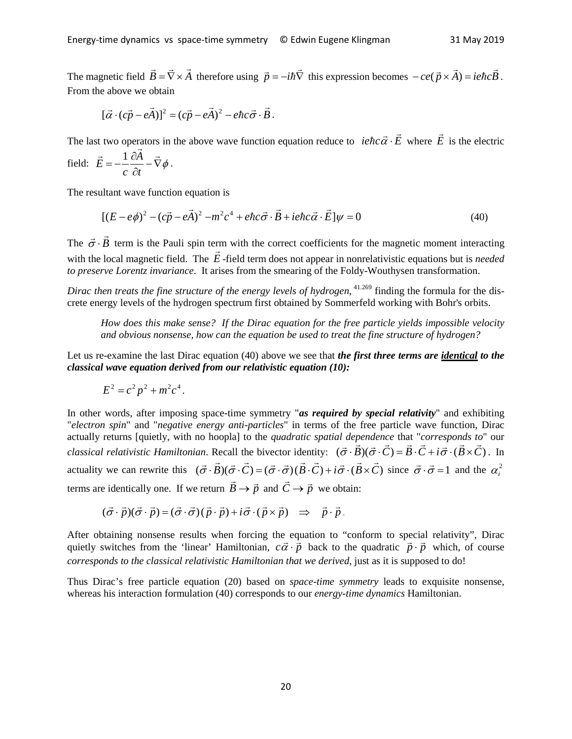The magnetic field $\vec{B} = \vec{\nabla} \times \vec{A}$ therefore using $\vec{p} = -i\hbar\vec{\nabla}$ this expression becomes $-ce(\vec{p} \times \vec{A}) = ie\hbar c\vec{B}$. From the above we obtain

$$[\vec{\alpha} \cdot (c\vec{p} - e\vec{A})]^2 = (c\vec{p} - e\vec{A})^2 - e\hbar c\vec{\sigma} \cdot \vec{B}.$$

The last two operators in the above wave function equation reduce to $ie\hbar c\vec{\alpha} \cdot \vec{E}$ where $\vec{E}$ is the electric field: $\vec{E} = -\frac{1}{c}\frac{\partial \vec{A}}{\partial t} - \vec{\nabla}\phi$.

The resultant wave function equation is

$$[(E - e\phi)^2 - (c\vec{p} - e\vec{A})^2 - m^2c^4 + e\hbar c\vec{\sigma} \cdot \vec{B} + ie\hbar c\vec{\alpha} \cdot \vec{E}]\psi = 0 \tag{40}$$

The $\vec{\sigma} \cdot \vec{B}$ term is the Pauli spin term with the correct coefficients for the magnetic moment interacting with the local magnetic field. The $\vec{E}$-field term does not appear in nonrelativistic equations but is *needed to preserve Lorentz invariance*. It arises from the smearing of the Foldy-Wouthysen transformation.

*Dirac then treats the fine structure of the energy levels of hydrogen*, [41.269] finding the formula for the discrete energy levels of the hydrogen spectrum first obtained by Sommerfeld working with Bohr's orbits.

> *How does this make sense? If the Dirac equation for the free particle yields impossible velocity and obvious nonsense, how can the equation be used to treat the fine structure of hydrogen?*

Let us re-examine the last Dirac equation (40) above we see that ***the first three terms are <u>identical</u> to the classical wave equation derived from our relativistic equation (10):***

$$E^2 = c^2p^2 + m^2c^4.$$

In other words, after imposing space-time symmetry "***as required by special relativity***" and exhibiting "*electron spin*" and "*negative energy anti-particles*" in terms of the free particle wave function, Dirac actually returns [quietly, with no hoopla] to the *quadratic spatial dependence* that "*corresponds to*" our *classical relativistic Hamiltonian*. Recall the bivector identity: $(\vec{\sigma} \cdot \vec{B})(\vec{\sigma} \cdot \vec{C}) = \vec{B} \cdot \vec{C} + i\vec{\sigma} \cdot (\vec{B} \times \vec{C})$. In actuality we can rewrite this $(\vec{\sigma} \cdot \vec{B})(\vec{\sigma} \cdot \vec{C}) = (\vec{\sigma} \cdot \vec{\sigma})(\vec{B} \cdot \vec{C}) + i\vec{\sigma} \cdot (\vec{B} \times \vec{C})$ since $\vec{\sigma} \cdot \vec{\sigma} = 1$ and the $\alpha_i^2$ terms are identically one. If we return $\vec{B} \to \vec{p}$ and $\vec{C} \to \vec{p}$ we obtain:

$$(\vec{\sigma} \cdot \vec{p})(\vec{\sigma} \cdot \vec{p}) = (\vec{\sigma} \cdot \vec{\sigma})(\vec{p} \cdot \vec{p}) + i\vec{\sigma} \cdot (\vec{p} \times \vec{p}) \quad \Rightarrow \quad \vec{p} \cdot \vec{p}.$$

After obtaining nonsense results when forcing the equation to "conform to special relativity", Dirac quietly switches from the 'linear' Hamiltonian, $c\vec{\alpha} \cdot \vec{p}$ back to the quadratic $\vec{p} \cdot \vec{p}$ which, of course *corresponds to the classical relativistic Hamiltonian that we derived*, just as it is supposed to do!

Thus Dirac's free particle equation (20) based on *space-time symmetry* leads to exquisite nonsense, whereas his interaction formulation (40) corresponds to our *energy-time dynamics* Hamiltonian.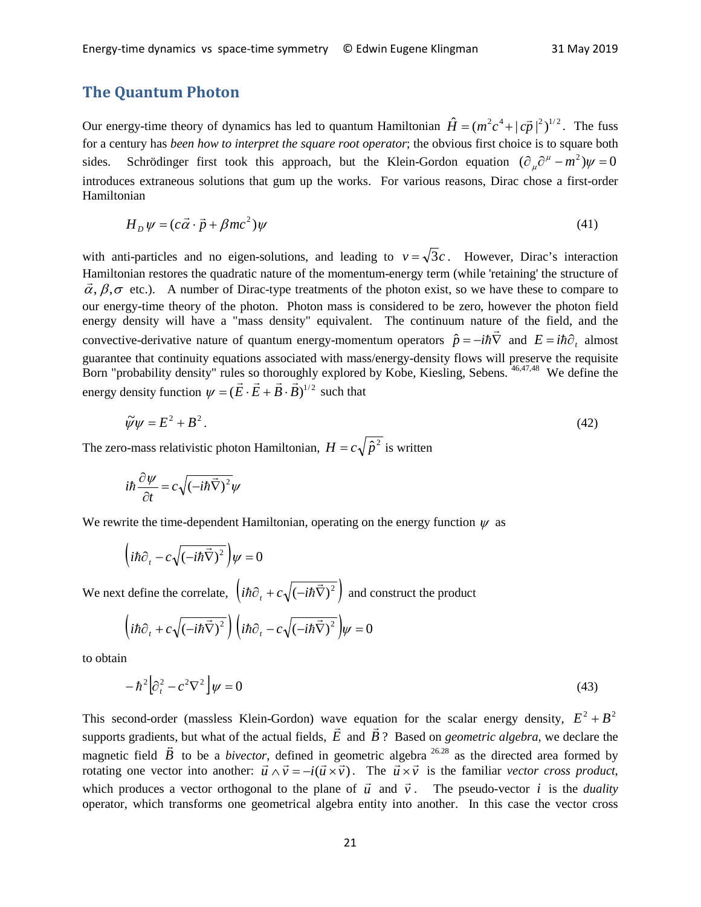## The Quantum Photon

Our energy-time theory of dynamics has led to quantum Hamiltonian $\hat{H} = (m^2c^4 + |c\vec{p}|^2)^{1/2}$. The fuss for a century has *been how to interpret the square root operator*; the obvious first choice is to square both sides. Schrödinger first took this approach, but the Klein-Gordon equation $(\partial_\mu \partial^\mu - m^2)\psi = 0$ introduces extraneous solutions that gum up the works. For various reasons, Dirac chose a first-order Hamiltonian

$$H_D \psi = (c\vec{\alpha} \cdot \vec{p} + \beta mc^2)\psi \tag{41}$$

with anti-particles and no eigen-solutions, and leading to $v = \sqrt{3}c$. However, Dirac's interaction Hamiltonian restores the quadratic nature of the momentum-energy term (while 'retaining' the structure of $\vec{\alpha}, \beta, \sigma$ etc.). A number of Dirac-type treatments of the photon exist, so we have these to compare to our energy-time theory of the photon. Photon mass is considered to be zero, however the photon field energy density will have a "mass density" equivalent. The continuum nature of the field, and the convective-derivative nature of quantum energy-momentum operators $\hat{p} = -i\hbar\vec{\nabla}$ and $E = i\hbar\partial_t$ almost guarantee that continuity equations associated with mass/energy-density flows will preserve the requisite Born "probability density" rules so thoroughly explored by Kobe, Kiesling, Sebens.[46,47,48] We define the energy density function $\psi = (\vec{E} \cdot \vec{E} + \vec{B} \cdot \vec{B})^{1/2}$ such that

$$\tilde{\psi}\psi = E^2 + B^2 . \tag{42}$$

The zero-mass relativistic photon Hamiltonian, $H = c\sqrt{\hat{p}^2}$ is written

$$i\hbar \frac{\partial \psi}{\partial t} = c\sqrt{(-i\hbar\vec{\nabla})^2}\,\psi$$

We rewrite the time-dependent Hamiltonian, operating on the energy function $\psi$ as

$$\left(i\hbar\partial_t - c\sqrt{(-i\hbar\vec{\nabla})^2}\right)\psi = 0$$

We next define the correlate, $\left(i\hbar\partial_t + c\sqrt{(-i\hbar\vec{\nabla})^2}\right)$ and construct the product

$$\left(i\hbar\partial_t + c\sqrt{(-i\hbar\vec{\nabla})^2}\right)\left(i\hbar\partial_t - c\sqrt{(-i\hbar\vec{\nabla})^2}\right)\psi = 0$$

to obtain

$$-\hbar^2\left[\partial_t^2 - c^2\nabla^2\right]\psi = 0 \tag{43}$$

This second-order (massless Klein-Gordon) wave equation for the scalar energy density, $E^2 + B^2$ supports gradients, but what of the actual fields, $\vec{E}$ and $\vec{B}$? Based on *geometric algebra*, we declare the magnetic field $\vec{B}$ to be a *bivector*, defined in geometric algebra [26,28] as the directed area formed by rotating one vector into another: $\vec{u} \wedge \vec{v} = -i(\vec{u} \times \vec{v})$. The $\vec{u} \times \vec{v}$ is the familiar *vector cross product*, which produces a vector orthogonal to the plane of $\vec{u}$ and $\vec{v}$. The pseudo-vector $i$ is the *duality* operator, which transforms one geometrical algebra entity into another. In this case the vector cross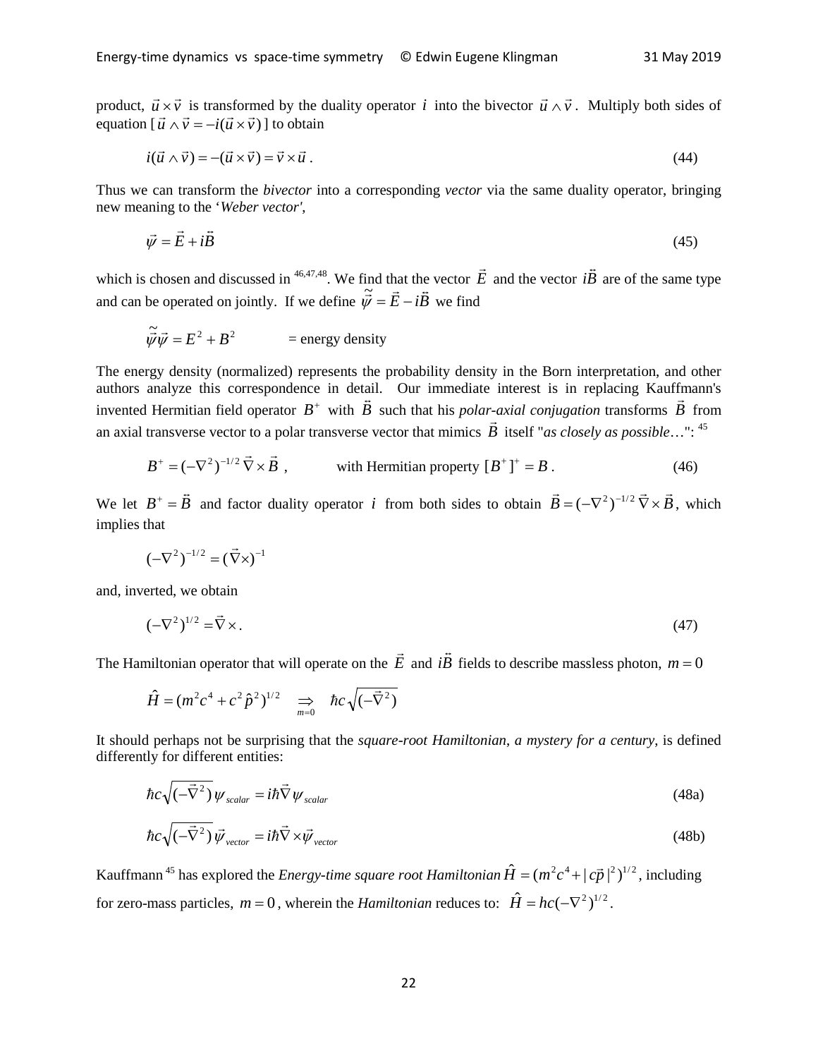product, $\vec{u} \times \vec{v}$ is transformed by the duality operator $i$ into the bivector $\vec{u} \wedge \vec{v}$. Multiply both sides of equation [ $\vec{u} \wedge \vec{v} = -i(\vec{u} \times \vec{v})$ ] to obtain

$$i(\vec{u} \wedge \vec{v}) = -(\vec{u} \times \vec{v}) = \vec{v} \times \vec{u} \,. \tag{44}$$

Thus we can transform the *bivector* into a corresponding *vector* via the same duality operator, bringing new meaning to the '*Weber vector'*,

$$\vec{\psi} = \vec{E} + i\vec{B} \tag{45}$$

which is chosen and discussed in [46,47,48]. We find that the vector $\vec{E}$ and the vector $i\vec{B}$ are of the same type and can be operated on jointly. If we define $\tilde{\vec{\psi}} = \vec{E} - i\vec{B}$ we find

$$\tilde{\vec{\psi}}\vec{\psi} = E^2 + B^2 \qquad = \text{energy density}$$

The energy density (normalized) represents the probability density in the Born interpretation, and other authors analyze this correspondence in detail. Our immediate interest is in replacing Kauffmann's invented Hermitian field operator $B^+$ with $\vec{B}$ such that his *polar-axial conjugation* transforms $\vec{B}$ from an axial transverse vector to a polar transverse vector that mimics $\vec{B}$ itself "*as closely as possible*…": [45]

$$B^+ = (-\nabla^2)^{-1/2}\, \vec{\nabla} \times \vec{B} \,, \qquad \text{with Hermitian property } [B^+]^+ = B \,. \tag{46}$$

We let $B^+ = \vec{B}$ and factor duality operator $i$ from both sides to obtain $\vec{B} = (-\nabla^2)^{-1/2}\, \vec{\nabla} \times \vec{B}$, which implies that

$$(-\nabla^2)^{-1/2} = (\vec{\nabla}\times)^{-1}$$

and, inverted, we obtain

$$(-\nabla^2)^{1/2} = \vec{\nabla} \times . \tag{47}$$

The Hamiltonian operator that will operate on the $\vec{E}$ and $i\vec{B}$ fields to describe massless photon, $m = 0$

$$\hat{H} = (m^2c^4 + c^2\hat{p}^2)^{1/2} \underset{m=0}{\Rightarrow} \hbar c \sqrt{(-\vec{\nabla}^2)}$$

It should perhaps not be surprising that the *square-root Hamiltonian*, *a mystery for a century*, is defined differently for different entities:

$$\hbar c \sqrt{(-\vec{\nabla}^2)}\, \psi_{scalar} = i\hbar \vec{\nabla} \psi_{scalar} \tag{48a}$$

$$\hbar c \sqrt{(-\vec{\nabla}^2)}\, \vec{\psi}_{vector} = i\hbar \vec{\nabla} \times \vec{\psi}_{vector} \tag{48b}$$

Kauffmann [45] has explored the *Energy-time square root Hamiltonian* $\hat{H} = (m^2c^4 + |c\vec{p}|^2)^{1/2}$, including for zero-mass particles, $m = 0$, wherein the *Hamiltonian* reduces to: $\hat{H} = hc(-\nabla^2)^{1/2}$.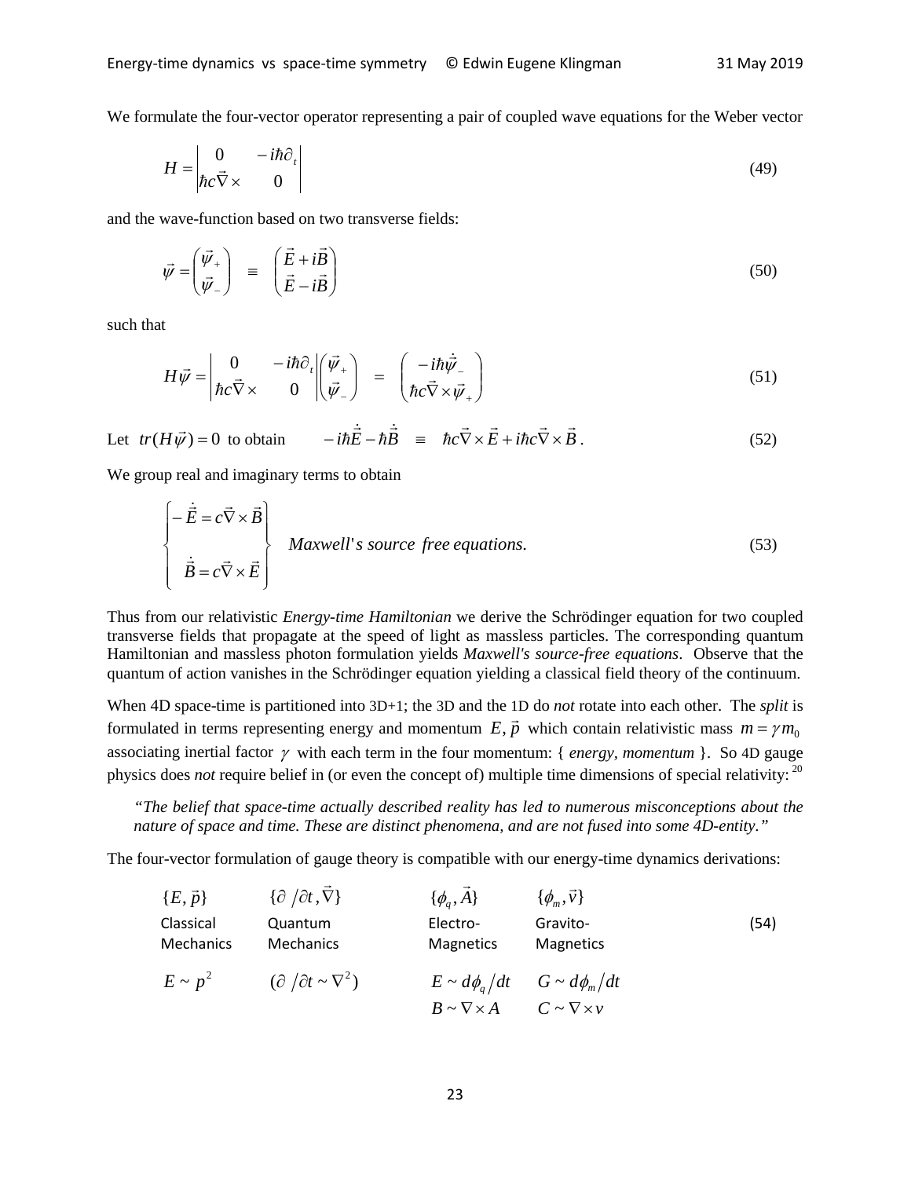We formulate the four-vector operator representing a pair of coupled wave equations for the Weber vector

$$H = \begin{vmatrix} 0 & -i\hbar\partial_t \\ \hbar c\vec{\nabla}\times & 0 \end{vmatrix} \tag{49}$$

and the wave-function based on two transverse fields:

$$\vec{\psi} = \begin{pmatrix} \vec{\psi}_+ \\ \vec{\psi}_- \end{pmatrix} \equiv \begin{pmatrix} \vec{E} + i\vec{B} \\ \vec{E} - i\vec{B} \end{pmatrix} \tag{50}$$

such that

$$H\vec{\psi} = \begin{vmatrix} 0 & -i\hbar\partial_t \\ \hbar c\vec{\nabla}\times & 0 \end{vmatrix} \begin{pmatrix} \vec{\psi}_+ \\ \vec{\psi}_- \end{pmatrix} = \begin{pmatrix} -i\hbar\dot{\vec{\psi}}_- \\ \hbar c\vec{\nabla}\times\vec{\psi}_+ \end{pmatrix} \tag{51}$$

Let $tr(H\vec{\psi}) = 0$ to obtain $\quad -i\hbar\dot{\vec{E}} - \hbar\dot{\vec{B}} \equiv \hbar c\vec{\nabla}\times\vec{E} + i\hbar c\vec{\nabla}\times\vec{B}$. (52)

We group real and imaginary terms to obtain

$$\left.\begin{cases} -\dot{\vec{E}} = c\vec{\nabla}\times\vec{B} \\ \dot{\vec{B}} = c\vec{\nabla}\times\vec{E} \end{cases}\right\} \quad \textit{Maxwell's source free equations.} \tag{53}$$

Thus from our relativistic *Energy-time Hamiltonian* we derive the Schrödinger equation for two coupled transverse fields that propagate at the speed of light as massless particles. The corresponding quantum Hamiltonian and massless photon formulation yields *Maxwell's source-free equations*. Observe that the quantum of action vanishes in the Schrödinger equation yielding a classical field theory of the continuum.

When 4D space-time is partitioned into 3D+1; the 3D and the 1D do *not* rotate into each other. The *split* is formulated in terms representing energy and momentum $E, \vec{p}$ which contain relativistic mass $m = \gamma m_0$ associating inertial factor $\gamma$ with each term in the four momentum: { *energy, momentum* }. So 4D gauge physics does *not* require belief in (or even the concept of) multiple time dimensions of special relativity: [20]

> *"The belief that space-time actually described reality has led to numerous misconceptions about the nature of space and time. These are distinct phenomena, and are not fused into some 4D-entity."*

The four-vector formulation of gauge theory is compatible with our energy-time dynamics derivations:

| $\{E, \vec{p}\}$ | $\{\partial/\partial t, \vec{\nabla}\}$ | $\{\phi_q, \vec{A}\}$ | $\{\phi_m, \vec{v}\}$ | |
|---|---|---|---|---|
| Classical Mechanics | Quantum Mechanics | Electro-Magnetics | Gravito-Magnetics | (54) |
| $E \sim p^2$ | $(\partial/\partial t \sim \nabla^2)$ | $E \sim d\phi_q/dt$ | $G \sim d\phi_m/dt$ | |
| | | $B \sim \nabla\times A$ | $C \sim \nabla\times v$ | |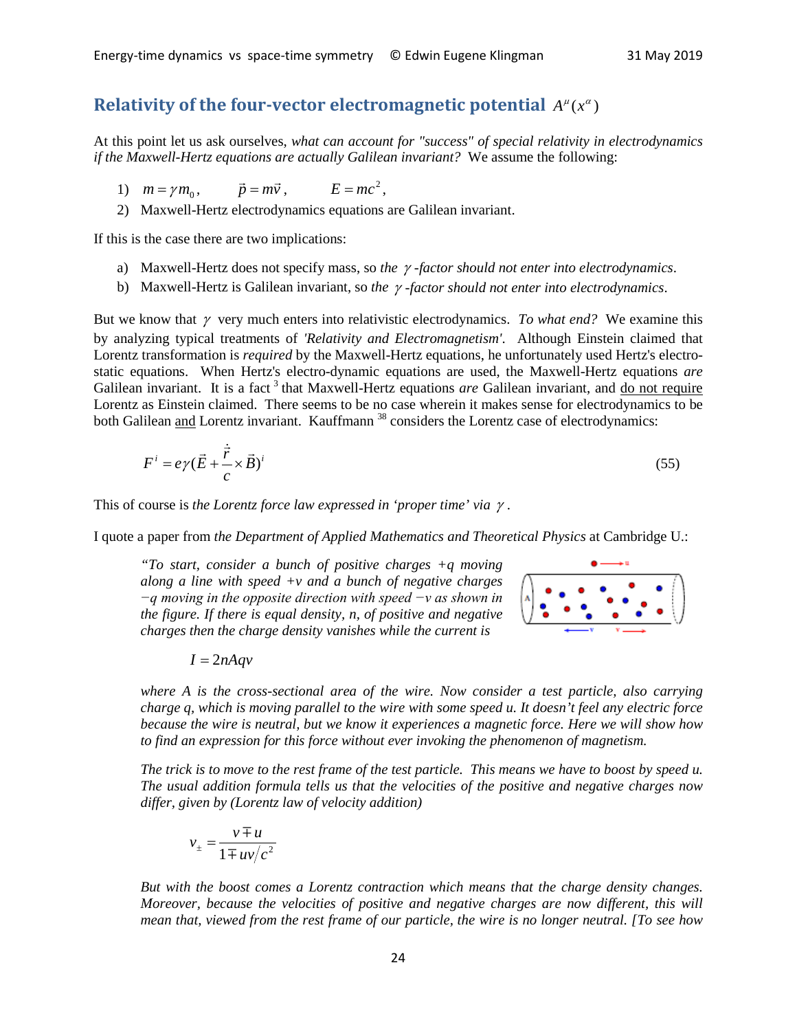## Relativity of the four-vector electromagnetic potential $A^{\mu}(x^{\alpha})$

At this point let us ask ourselves, *what can account for "success" of special relativity in electrodynamics if the Maxwell-Hertz equations are actually Galilean invariant?* We assume the following:

1) $m = \gamma m_0$, $\quad \vec{p} = m\vec{v}$, $\quad E = mc^2$,
2) Maxwell-Hertz electrodynamics equations are Galilean invariant.

If this is the case there are two implications:

a) Maxwell-Hertz does not specify mass, so *the $\gamma$-factor should not enter into electrodynamics*.
b) Maxwell-Hertz is Galilean invariant, so *the $\gamma$-factor should not enter into electrodynamics*.

But we know that $\gamma$ very much enters into relativistic electrodynamics. *To what end?* We examine this by analyzing typical treatments of *'Relativity and Electromagnetism'*. Although Einstein claimed that Lorentz transformation is *required* by the Maxwell-Hertz equations, he unfortunately used Hertz's electrostatic equations. When Hertz's electro-dynamic equations are used, the Maxwell-Hertz equations *are* Galilean invariant. It is a fact [3] that Maxwell-Hertz equations *are* Galilean invariant, and do not require Lorentz as Einstein claimed. There seems to be no case wherein it makes sense for electrodynamics to be both Galilean and Lorentz invariant. Kauffmann [38] considers the Lorentz case of electrodynamics:

$$F^{i} = e\gamma(\vec{E} + \frac{\dot{\vec{r}}}{c} \times \vec{B})^{i} \tag{55}$$

This of course is *the Lorentz force law expressed in 'proper time' via $\gamma$*.

I quote a paper from *the Department of Applied Mathematics and Theoretical Physics* at Cambridge U.:

> *"To start, consider a bunch of positive charges +q moving along a line with speed +v and a bunch of negative charges −q moving in the opposite direction with speed −v as shown in the figure. If there is equal density, n, of positive and negative charges then the charge density vanishes while the current is*
>
> $$I = 2nAqv$$
>
> *where A is the cross-sectional area of the wire. Now consider a test particle, also carrying charge q, which is moving parallel to the wire with some speed u. It doesn't feel any electric force because the wire is neutral, but we know it experiences a magnetic force. Here we will show how to find an expression for this force without ever invoking the phenomenon of magnetism.*
>
> *The trick is to move to the rest frame of the test particle. This means we have to boost by speed u. The usual addition formula tells us that the velocities of the positive and negative charges now differ, given by (Lorentz law of velocity addition)*
>
> $$v_{\pm} = \frac{v \mp u}{1 \mp uv/c^2}$$
>
> *But with the boost comes a Lorentz contraction which means that the charge density changes. Moreover, because the velocities of positive and negative charges are now different, this will mean that, viewed from the rest frame of our particle, the wire is no longer neutral. [To see how*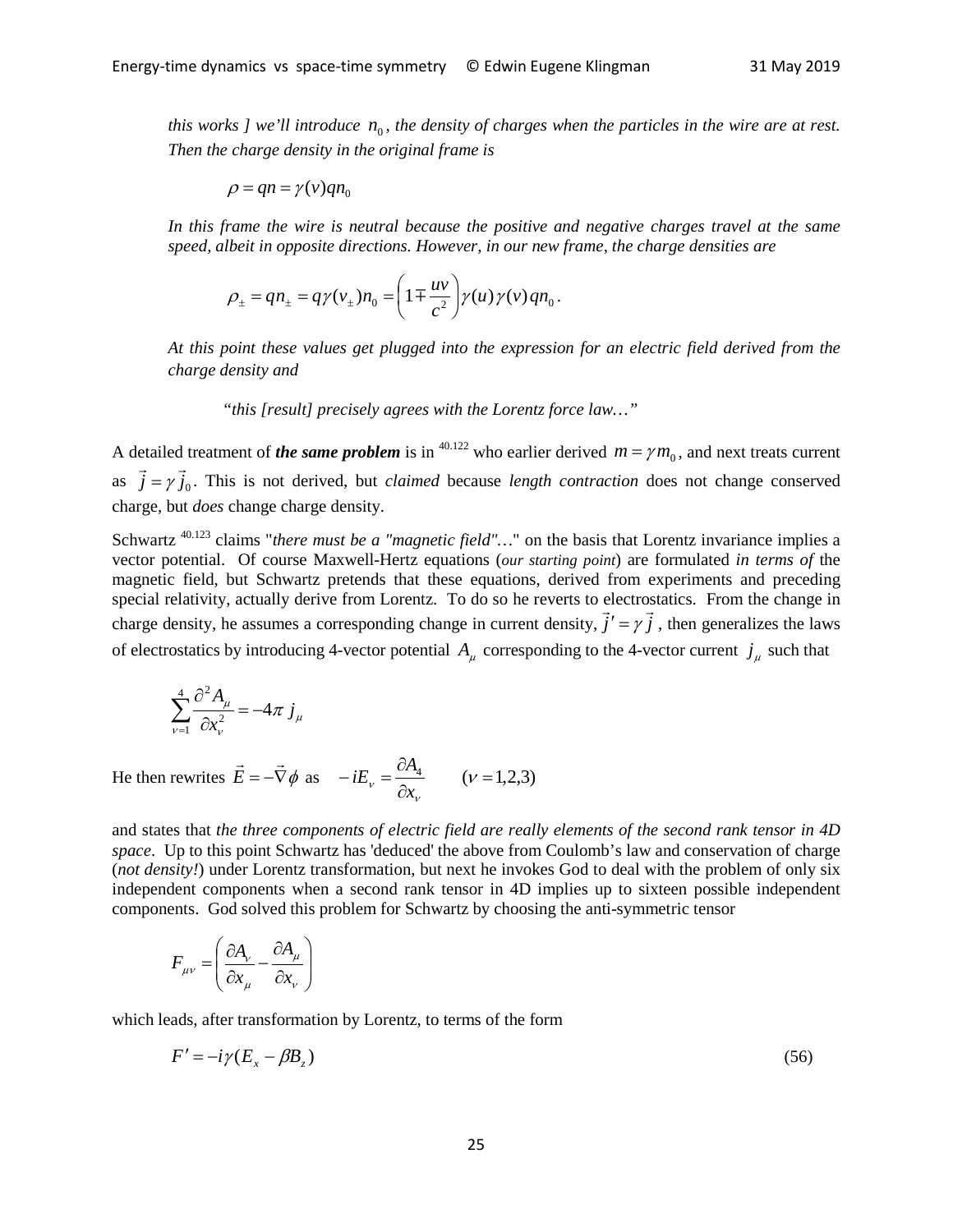*this works ] we'll introduce $n_0$, the density of charges when the particles in the wire are at rest. Then the charge density in the original frame is*

$$\rho = qn = \gamma(v)qn_0$$

*In this frame the wire is neutral because the positive and negative charges travel at the same speed, albeit in opposite directions. However, in our new frame, the charge densities are*

$$\rho_\pm = qn_\pm = q\gamma(v_\pm)n_0 = \left(1 \mp \frac{uv}{c^2}\right)\gamma(u)\gamma(v)qn_0 .$$

*At this point these values get plugged into the expression for an electric field derived from the charge density and*

*"this [result] precisely agrees with the Lorentz force law…"*

A detailed treatment of ***the same problem*** is in [40.122] who earlier derived $m = \gamma m_0$, and next treats current as $\vec{j} = \gamma \vec{j}_0$. This is not derived, but *claimed* because *length contraction* does not change conserved charge, but *does* change charge density.

Schwartz [40.123] claims "*there must be a "magnetic field"…*" on the basis that Lorentz invariance implies a vector potential. Of course Maxwell-Hertz equations (*our starting point*) are formulated *in terms of* the magnetic field, but Schwartz pretends that these equations, derived from experiments and preceding special relativity, actually derive from Lorentz. To do so he reverts to electrostatics. From the change in charge density, he assumes a corresponding change in current density, $\vec{j}' = \gamma \vec{j}$, then generalizes the laws of electrostatics by introducing 4-vector potential $A_\mu$ corresponding to the 4-vector current $j_\mu$ such that

$$\sum_{\nu=1}^{4} \frac{\partial^2 A_\mu}{\partial x_\nu^2} = -4\pi\, j_\mu$$

He then rewrites $\vec{E} = -\vec{\nabla}\phi$ as $\quad -iE_\nu = \dfrac{\partial A_4}{\partial x_\nu} \qquad (\nu = 1,2,3)$

and states that *the three components of electric field are really elements of the second rank tensor in 4D space*. Up to this point Schwartz has 'deduced' the above from Coulomb's law and conservation of charge (*not density!*) under Lorentz transformation, but next he invokes God to deal with the problem of only six independent components when a second rank tensor in 4D implies up to sixteen possible independent components. God solved this problem for Schwartz by choosing the anti-symmetric tensor

$$F_{\mu\nu} = \left(\frac{\partial A_\nu}{\partial x_\mu} - \frac{\partial A_\mu}{\partial x_\nu}\right)$$

which leads, after transformation by Lorentz, to terms of the form

$$F' = -i\gamma(E_x - \beta B_z) \tag{56}$$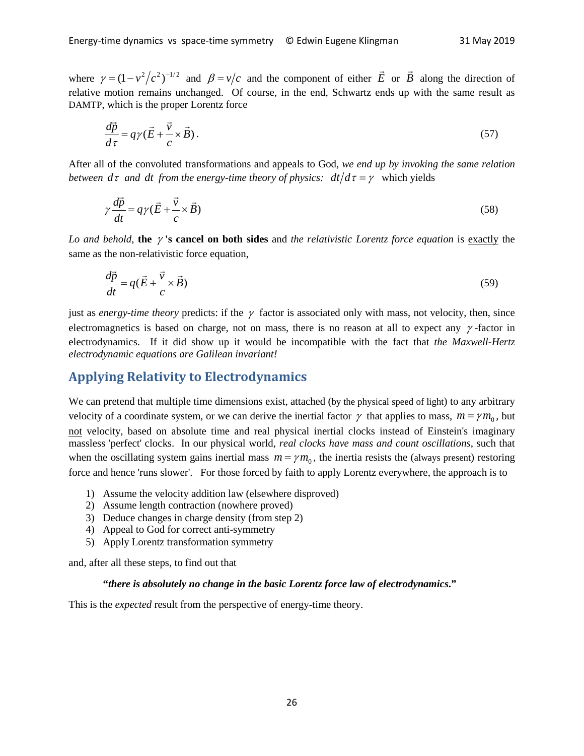where $\gamma = (1 - v^2/c^2)^{-1/2}$ and $\beta = v/c$ and the component of either $\vec{E}$ or $\vec{B}$ along the direction of relative motion remains unchanged. Of course, in the end, Schwartz ends up with the same result as DAMTP, which is the proper Lorentz force

$$\frac{d\vec{p}}{d\tau} = q\gamma(\vec{E} + \frac{\vec{v}}{c} \times \vec{B}). \tag{57}$$

After all of the convoluted transformations and appeals to God, *we end up by invoking the same relation between $d\tau$ and $dt$ from the energy-time theory of physics:* $dt/d\tau = \gamma$ which yields

$$\gamma \frac{d\vec{p}}{dt} = q\gamma(\vec{E} + \frac{\vec{v}}{c} \times \vec{B}) \tag{58}$$

*Lo and behold,* **the $\gamma$'s cancel on both sides** and *the relativistic Lorentz force equation* is exactly the same as the non-relativistic force equation,

$$\frac{d\vec{p}}{dt} = q(\vec{E} + \frac{\vec{v}}{c} \times \vec{B}) \tag{59}$$

just as *energy-time theory* predicts: if the $\gamma$ factor is associated only with mass, not velocity, then, since electromagnetics is based on charge, not on mass, there is no reason at all to expect any $\gamma$-factor in electrodynamics. If it did show up it would be incompatible with the fact that *the Maxwell-Hertz electrodynamic equations are Galilean invariant!*

## Applying Relativity to Electrodynamics

We can pretend that multiple time dimensions exist, attached (by the physical speed of light) to any arbitrary velocity of a coordinate system, or we can derive the inertial factor $\gamma$ that applies to mass, $m = \gamma m_0$, but not velocity, based on absolute time and real physical inertial clocks instead of Einstein's imaginary massless 'perfect' clocks. In our physical world, *real clocks have mass and count oscillations*, such that when the oscillating system gains inertial mass $m = \gamma m_0$, the inertia resists the (always present) restoring force and hence 'runs slower'. For those forced by faith to apply Lorentz everywhere, the approach is to

1) Assume the velocity addition law (elsewhere disproved)
2) Assume length contraction (nowhere proved)
3) Deduce changes in charge density (from step 2)
4) Appeal to God for correct anti-symmetry
5) Apply Lorentz transformation symmetry

and, after all these steps, to find out that

> ***"there is absolutely no change in the basic Lorentz force law of electrodynamics."***

This is the *expected* result from the perspective of energy-time theory.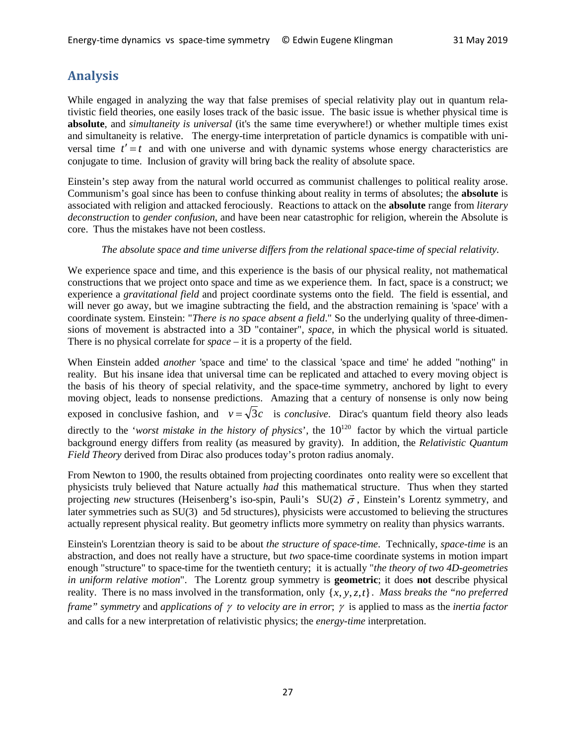## Analysis

While engaged in analyzing the way that false premises of special relativity play out in quantum relativistic field theories, one easily loses track of the basic issue. The basic issue is whether physical time is **absolute**, and *simultaneity is universal* (it's the same time everywhere!) or whether multiple times exist and simultaneity is relative. The energy-time interpretation of particle dynamics is compatible with universal time $t' = t$ and with one universe and with dynamic systems whose energy characteristics are conjugate to time. Inclusion of gravity will bring back the reality of absolute space.

Einstein's step away from the natural world occurred as communist challenges to political reality arose. Communism's goal since has been to confuse thinking about reality in terms of absolutes; the **absolute** is associated with religion and attacked ferociously. Reactions to attack on the **absolute** range from *literary deconstruction* to *gender confusion*, and have been near catastrophic for religion, wherein the Absolute is core. Thus the mistakes have not been costless.

*The absolute space and time universe differs from the relational space-time of special relativity.*

We experience space and time, and this experience is the basis of our physical reality, not mathematical constructions that we project onto space and time as we experience them. In fact, space is a construct; we experience a *gravitational field* and project coordinate systems onto the field. The field is essential, and will never go away, but we imagine subtracting the field, and the abstraction remaining is 'space' with a coordinate system. Einstein: "*There is no space absent a field*." So the underlying quality of three-dimensions of movement is abstracted into a 3D "container", *space*, in which the physical world is situated. There is no physical correlate for *space* – it is a property of the field.

When Einstein added *another* 'space and time' to the classical 'space and time' he added "nothing" in reality. But his insane idea that universal time can be replicated and attached to every moving object is the basis of his theory of special relativity, and the space-time symmetry, anchored by light to every moving object, leads to nonsense predictions. Amazing that a century of nonsense is only now being exposed in conclusive fashion, and $v = \sqrt{3}c$ is *conclusive*. Dirac's quantum field theory also leads directly to the '*worst mistake in the history of physics*', the $10^{120}$ factor by which the virtual particle background energy differs from reality (as measured by gravity). In addition, the *Relativistic Quantum Field Theory* derived from Dirac also produces today's proton radius anomaly.

From Newton to 1900, the results obtained from projecting coordinates onto reality were so excellent that physicists truly believed that Nature actually *had* this mathematical structure. Thus when they started projecting *new* structures (Heisenberg's iso-spin, Pauli's SU(2) $\vec{\sigma}$, Einstein's Lorentz symmetry, and later symmetries such as SU(3) and 5d structures), physicists were accustomed to believing the structures actually represent physical reality. But geometry inflicts more symmetry on reality than physics warrants.

Einstein's Lorentzian theory is said to be about *the structure of space-time*. Technically, *space-time* is an abstraction, and does not really have a structure, but *two* space-time coordinate systems in motion impart enough "structure" to space-time for the twentieth century; it is actually "*the theory of two 4D-geometries in uniform relative motion*". The Lorentz group symmetry is **geometric**; it does **not** describe physical reality. There is no mass involved in the transformation, only $\{x, y, z, t\}$. *Mass breaks the "no preferred frame" symmetry* and *applications of $\gamma$ to velocity are in error*; $\gamma$ is applied to mass as the *inertia factor* and calls for a new interpretation of relativistic physics; the *energy-time* interpretation.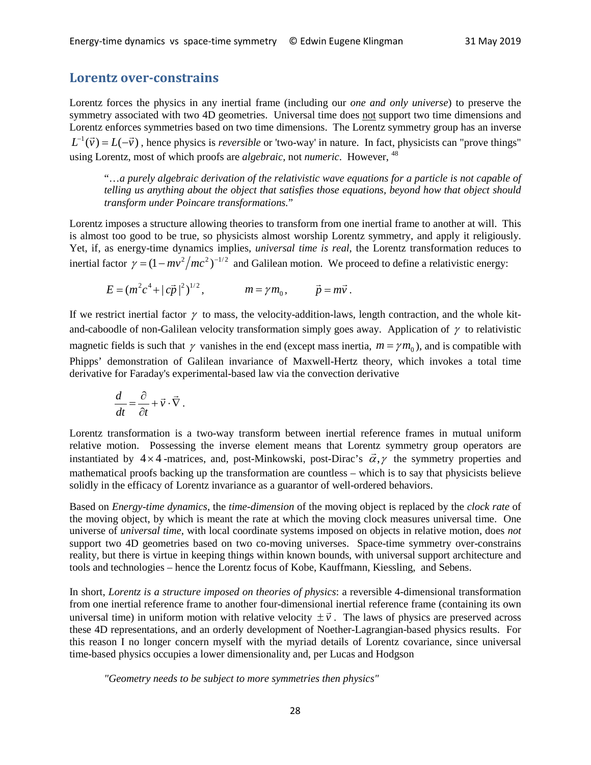## Lorentz over-constrains

Lorentz forces the physics in any inertial frame (including our *one and only universe*) to preserve the symmetry associated with two 4D geometries. Universal time does not support two time dimensions and Lorentz enforces symmetries based on two time dimensions. The Lorentz symmetry group has an inverse $L^{-1}(\vec{v}) = L(-\vec{v})$, hence physics is *reversible* or 'two-way' in nature. In fact, physicists can "prove things" using Lorentz, most of which proofs are *algebraic*, not *numeric*. However, [48]

> "…*a purely algebraic derivation of the relativistic wave equations for a particle is not capable of telling us anything about the object that satisfies those equations, beyond how that object should transform under Poincare transformations.*"

Lorentz imposes a structure allowing theories to transform from one inertial frame to another at will. This is almost too good to be true, so physicists almost worship Lorentz symmetry, and apply it religiously. Yet, if, as energy-time dynamics implies, *universal time is real*, the Lorentz transformation reduces to inertial factor $\gamma = (1 - mv^2/mc^2)^{-1/2}$ and Galilean motion. We proceed to define a relativistic energy:

$$E = (m^2c^4 + |c\vec{p}|^2)^{1/2}, \qquad m = \gamma m_0, \qquad \vec{p} = m\vec{v}.$$

If we restrict inertial factor $\gamma$ to mass, the velocity-addition-laws, length contraction, and the whole kit-and-caboodle of non-Galilean velocity transformation simply goes away. Application of $\gamma$ to relativistic magnetic fields is such that $\gamma$ vanishes in the end (except mass inertia, $m = \gamma m_0$), and is compatible with Phipps' demonstration of Galilean invariance of Maxwell-Hertz theory, which invokes a total time derivative for Faraday's experimental-based law via the convection derivative

$$\frac{d}{dt} = \frac{\partial}{\partial t} + \vec{v} \cdot \vec{\nabla}.$$

Lorentz transformation is a two-way transform between inertial reference frames in mutual uniform relative motion. Possessing the inverse element means that Lorentz symmetry group operators are instantiated by $4 \times 4$-matrices, and, post-Minkowski, post-Dirac's $\vec{\alpha}, \gamma$ the symmetry properties and mathematical proofs backing up the transformation are countless – which is to say that physicists believe solidly in the efficacy of Lorentz invariance as a guarantor of well-ordered behaviors.

Based on *Energy-time dynamics*, the *time-dimension* of the moving object is replaced by the *clock rate* of the moving object, by which is meant the rate at which the moving clock measures universal time. One universe of *universal time*, with local coordinate systems imposed on objects in relative motion, does *not* support two 4D geometries based on two co-moving universes. Space-time symmetry over-constrains reality, but there is virtue in keeping things within known bounds, with universal support architecture and tools and technologies – hence the Lorentz focus of Kobe, Kauffmann, Kiessling, and Sebens.

In short, *Lorentz is a structure imposed on theories of physics*: a reversible 4-dimensional transformation from one inertial reference frame to another four-dimensional inertial reference frame (containing its own universal time) in uniform motion with relative velocity $\pm\vec{v}$. The laws of physics are preserved across these 4D representations, and an orderly development of Noether-Lagrangian-based physics results. For this reason I no longer concern myself with the myriad details of Lorentz covariance, since universal time-based physics occupies a lower dimensionality and, per Lucas and Hodgson

> *"Geometry needs to be subject to more symmetries then physics"*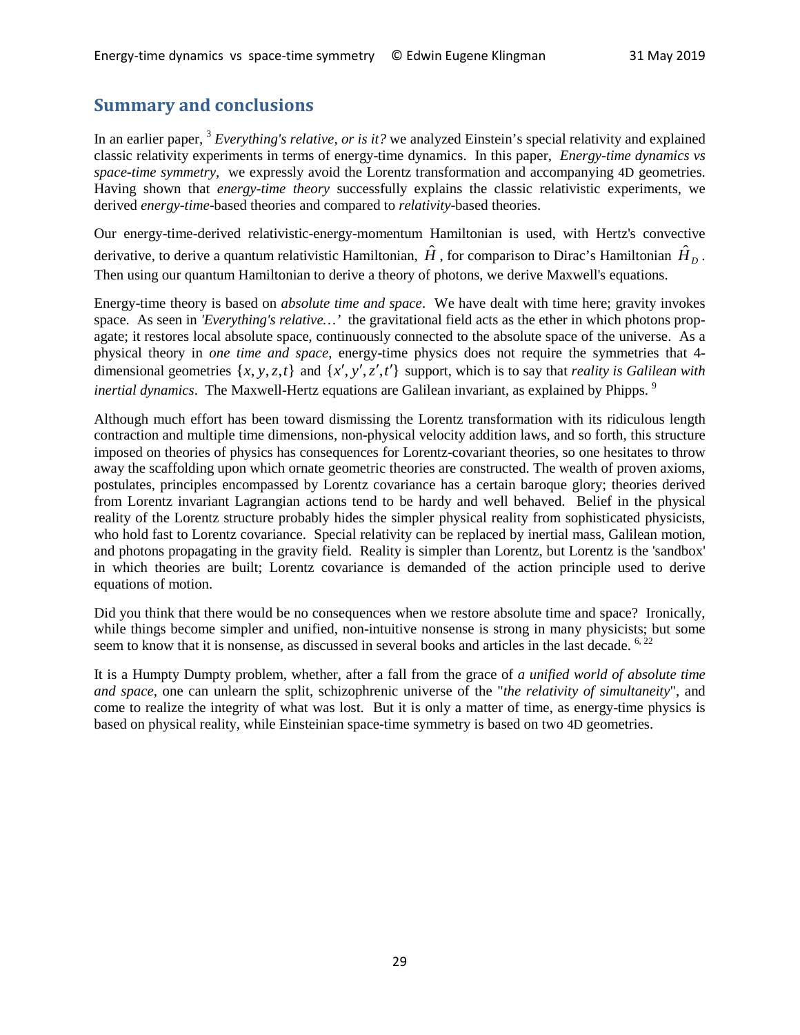## Summary and conclusions

In an earlier paper, [3] *Everything's relative, or is it?* we analyzed Einstein's special relativity and explained classic relativity experiments in terms of energy-time dynamics. In this paper, *Energy-time dynamics vs space-time symmetry,* we expressly avoid the Lorentz transformation and accompanying 4D geometries. Having shown that *energy-time theory* successfully explains the classic relativistic experiments, we derived *energy-time*-based theories and compared to *relativity*-based theories.

Our energy-time-derived relativistic-energy-momentum Hamiltonian is used, with Hertz's convective derivative, to derive a quantum relativistic Hamiltonian, $\hat{H}$, for comparison to Dirac's Hamiltonian $\hat{H}_D$. Then using our quantum Hamiltonian to derive a theory of photons, we derive Maxwell's equations.

Energy-time theory is based on *absolute time and space*. We have dealt with time here; gravity invokes space. As seen in *'Everything's relative…'* the gravitational field acts as the ether in which photons propagate; it restores local absolute space, continuously connected to the absolute space of the universe. As a physical theory in *one time and space*, energy-time physics does not require the symmetries that 4-dimensional geometries $\{x, y, z, t\}$ and $\{x', y', z', t'\}$ support, which is to say that *reality is Galilean with inertial dynamics*. The Maxwell-Hertz equations are Galilean invariant, as explained by Phipps. [9]

Although much effort has been toward dismissing the Lorentz transformation with its ridiculous length contraction and multiple time dimensions, non-physical velocity addition laws, and so forth, this structure imposed on theories of physics has consequences for Lorentz-covariant theories, so one hesitates to throw away the scaffolding upon which ornate geometric theories are constructed. The wealth of proven axioms, postulates, principles encompassed by Lorentz covariance has a certain baroque glory; theories derived from Lorentz invariant Lagrangian actions tend to be hardy and well behaved. Belief in the physical reality of the Lorentz structure probably hides the simpler physical reality from sophisticated physicists, who hold fast to Lorentz covariance. Special relativity can be replaced by inertial mass, Galilean motion, and photons propagating in the gravity field. Reality is simpler than Lorentz, but Lorentz is the 'sandbox' in which theories are built; Lorentz covariance is demanded of the action principle used to derive equations of motion.

Did you think that there would be no consequences when we restore absolute time and space? Ironically, while things become simpler and unified, non-intuitive nonsense is strong in many physicists; but some seem to know that it is nonsense, as discussed in several books and articles in the last decade. [6, 22]

It is a Humpty Dumpty problem, whether, after a fall from the grace of *a unified world of absolute time and space*, one can unlearn the split, schizophrenic universe of the "*the relativity of simultaneity*", and come to realize the integrity of what was lost. But it is only a matter of time, as energy-time physics is based on physical reality, while Einsteinian space-time symmetry is based on two 4D geometries.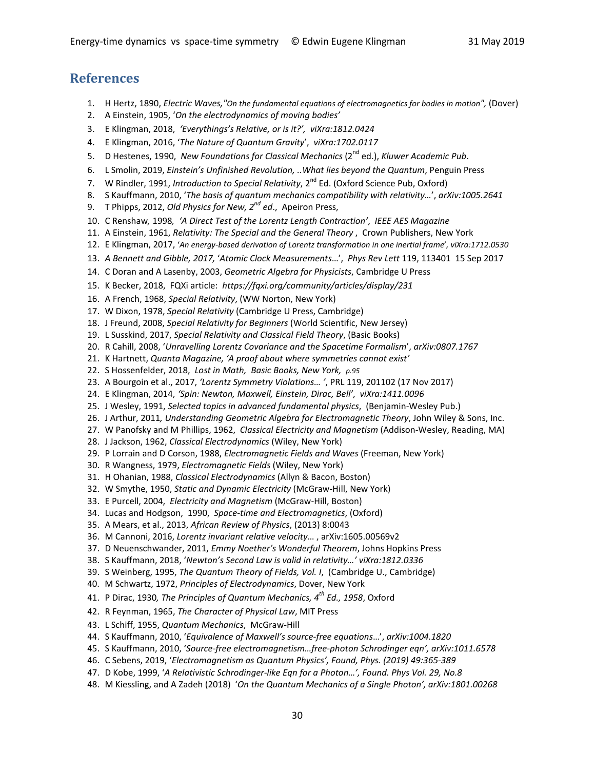## References

1. H Hertz, 1890, *Electric Waves,"On the fundamental equations of electromagnetics for bodies in motion"*, (Dover)
2. A Einstein, 1905, '*On the electrodynamics of moving bodies*'
3. E Klingman, 2018, *'Everythings's Relative, or is it?', viXra:1812.0424*
4. E Klingman, 2016, '*The Nature of Quantum Gravity*', *viXra:1702.0117*
5. D Hestenes, 1990, *New Foundations for Classical Mechanics* (2nd ed.), *Kluwer Academic Pub*.
6. L Smolin, 2019, *Einstein's Unfinished Revolution, ..What lies beyond the Quantum*, Penguin Press
7. W Rindler, 1991, *Introduction to Special Relativity*, 2nd Ed. (Oxford Science Pub, Oxford)
8. S Kauffmann, 2010, '*The basis of quantum mechanics compatibility with relativity…*', *arXiv:1005.2641*
9. T Phipps, 2012, *Old Physics for New, 2nd ed*., Apeiron Press,
10. C Renshaw, 1998, *'A Direct Test of the Lorentz Length Contraction'*, *IEEE AES Magazine*
11. A Einstein, 1961, *Relativity: The Special and the General Theory* , Crown Publishers, New York
12. E Klingman, 2017, '*An energy-based derivation of Lorentz transformation in one inertial frame*', *viXra:1712.0530*
13. *A Bennett and Gibble, 2017,* '*Atomic Clock Measurements*…', *Phys Rev Lett* 119, 113401 15 Sep 2017
14. C Doran and A Lasenby, 2003, *Geometric Algebra for Physicists*, Cambridge U Press
15. K Becker, 2018, FQXi article: *https://fqxi.org/community/articles/display/231*
16. A French, 1968, *Special Relativity*, (WW Norton, New York)
17. W Dixon, 1978, *Special Relativity* (Cambridge U Press, Cambridge)
18. J Freund, 2008, *Special Relativity for Beginners* (World Scientific, New Jersey)
19. L Susskind, 2017, *Special Relativity and Classical Field Theory*, (Basic Books)
20. R Cahill, 2008, '*Unravelling Lorentz Covariance and the Spacetime Formalism*', *arXiv:0807.1767*
21. K Hartnett, *Quanta Magazine, 'A proof about where symmetries cannot exist'*
22. S Hossenfelder, 2018, *Lost in Math, Basic Books, New York, p.95*
23. A Bourgoin et al., 2017, *'Lorentz Symmetry Violations… '*, PRL 119, 201102 (17 Nov 2017)
24. E Klingman, 2014, *'Spin: Newton, Maxwell, Einstein, Dirac, Bell'*, *viXra:1411.0096*
25. J Wesley, 1991, *Selected topics in advanced fundamental physics*, (Benjamin-Wesley Pub.)
26. J Arthur, 2011*, Understanding Geometric Algebra for Electromagnetic Theory*, John Wiley & Sons, Inc.
27. W Panofsky and M Phillips, 1962, *Classical Electricity and Magnetism* (Addison-Wesley, Reading, MA)
28. J Jackson, 1962, *Classical Electrodynamics* (Wiley, New York)
29. P Lorrain and D Corson, 1988, *Electromagnetic Fields and Waves* (Freeman, New York)
30. R Wangness, 1979, *Electromagnetic Fields* (Wiley, New York)
31. H Ohanian, 1988, *Classical Electrodynamics* (Allyn & Bacon, Boston)
32. W Smythe, 1950, *Static and Dynamic Electricity* (McGraw-Hill, New York)
33. E Purcell, 2004, *Electricity and Magnetism* (McGraw-Hill, Boston)
34. Lucas and Hodgson, 1990, *Space-time and Electromagnetics*, (Oxford)
35. A Mears, et al., 2013, *African Review of Physics*, (2013) 8:0043
36. M Cannoni, 2016, *Lorentz invariant relative velocity*… , arXiv:1605.00569v2
37. D Neuenschwander, 2011, *Emmy Noether's Wonderful Theorem*, Johns Hopkins Press
38. S Kauffmann, 2018, '*Newton's Second Law is valid in relativity…' viXra:1812.0336*
39. S Weinberg, 1995, *The Quantum Theory of Fields, Vol. I*, (Cambridge U., Cambridge)
40. M Schwartz, 1972, *Principles of Electrodynamics*, Dover, New York
41. P Dirac, 1930*, The Principles of Quantum Mechanics, 4th Ed., 1958*, Oxford
42. R Feynman, 1965, *The Character of Physical Law*, MIT Press
43. L Schiff, 1955, *Quantum Mechanics*, McGraw-Hill
44. S Kauffmann, 2010, '*Equivalence of Maxwell's source-free equations*…', *arXiv:1004.1820*
45. S Kauffmann, 2010, '*Source-free electromagnetism…free-photon Schrodinger eqn', arXiv:1011.6578*
46. C Sebens, 2019, '*Electromagnetism as Quantum Physics', Found, Phys. (2019) 49:365-389*
47. D Kobe, 1999, '*A Relativistic Schrodinger-like Eqn for a Photon…', Found. Phys Vol. 29, No.8*
48. M Kiessling, and A Zadeh (2018) '*On the Quantum Mechanics of a Single Photon', arXiv:1801.00268*